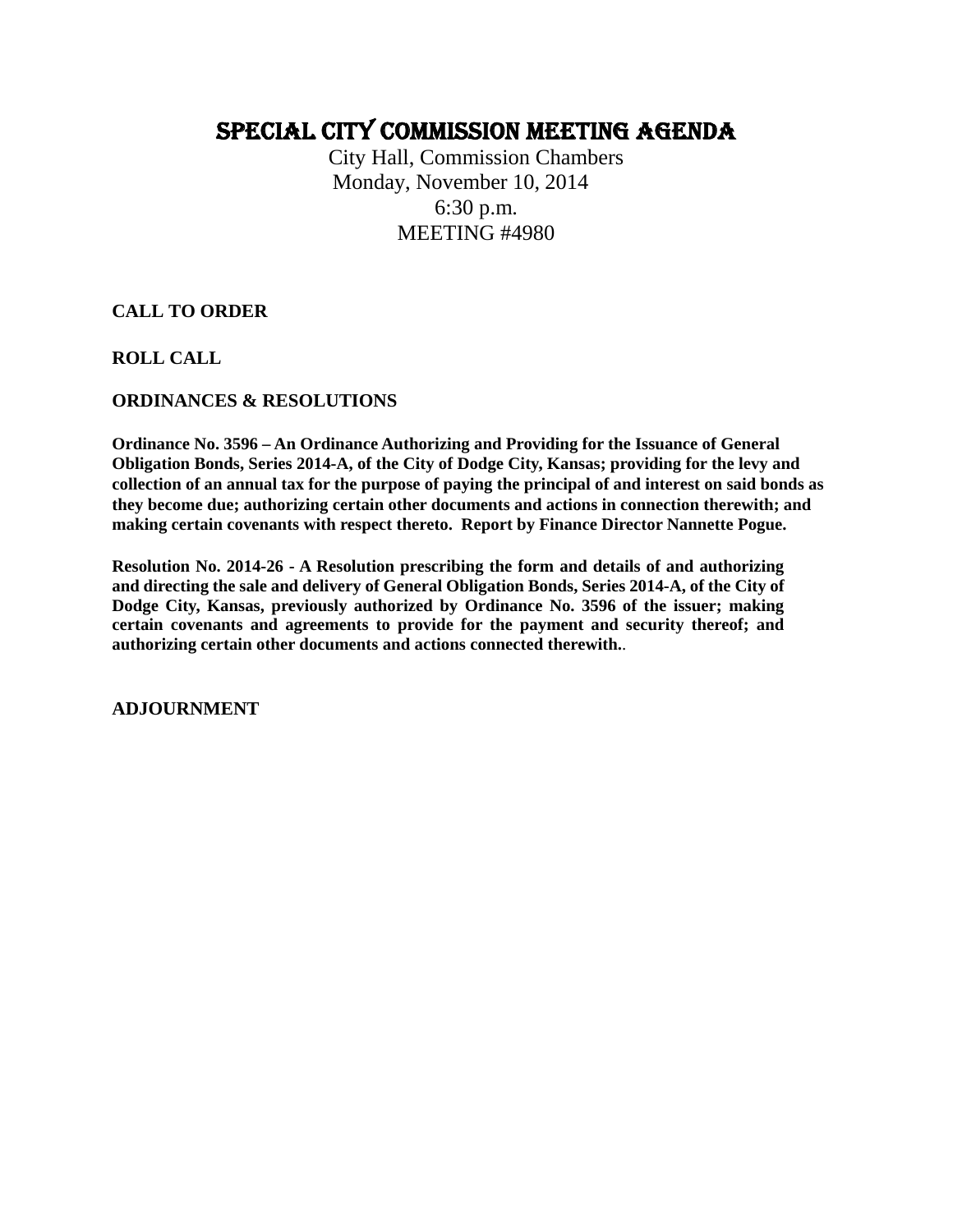# SPECIAL CITY COMMISSION MEETING AGENDA

City Hall, Commission Chambers
Monday, November 10, 2014
6:30 p.m.
MEETING #4980

**CALL TO ORDER**

**ROLL CALL**

**ORDINANCES & RESOLUTIONS**

**Ordinance No. 3596 – An Ordinance Authorizing and Providing for the Issuance of General Obligation Bonds, Series 2014-A, of the City of Dodge City, Kansas; providing for the levy and collection of an annual tax for the purpose of paying the principal of and interest on said bonds as they become due; authorizing certain other documents and actions in connection therewith; and making certain covenants with respect thereto. Report by Finance Director Nannette Pogue.**

**Resolution No. 2014-26 - A Resolution prescribing the form and details of and authorizing and directing the sale and delivery of General Obligation Bonds, Series 2014-A, of the City of Dodge City, Kansas, previously authorized by Ordinance No. 3596 of the issuer; making certain covenants and agreements to provide for the payment and security thereof; and authorizing certain other documents and actions connected therewith.**.

**ADJOURNMENT**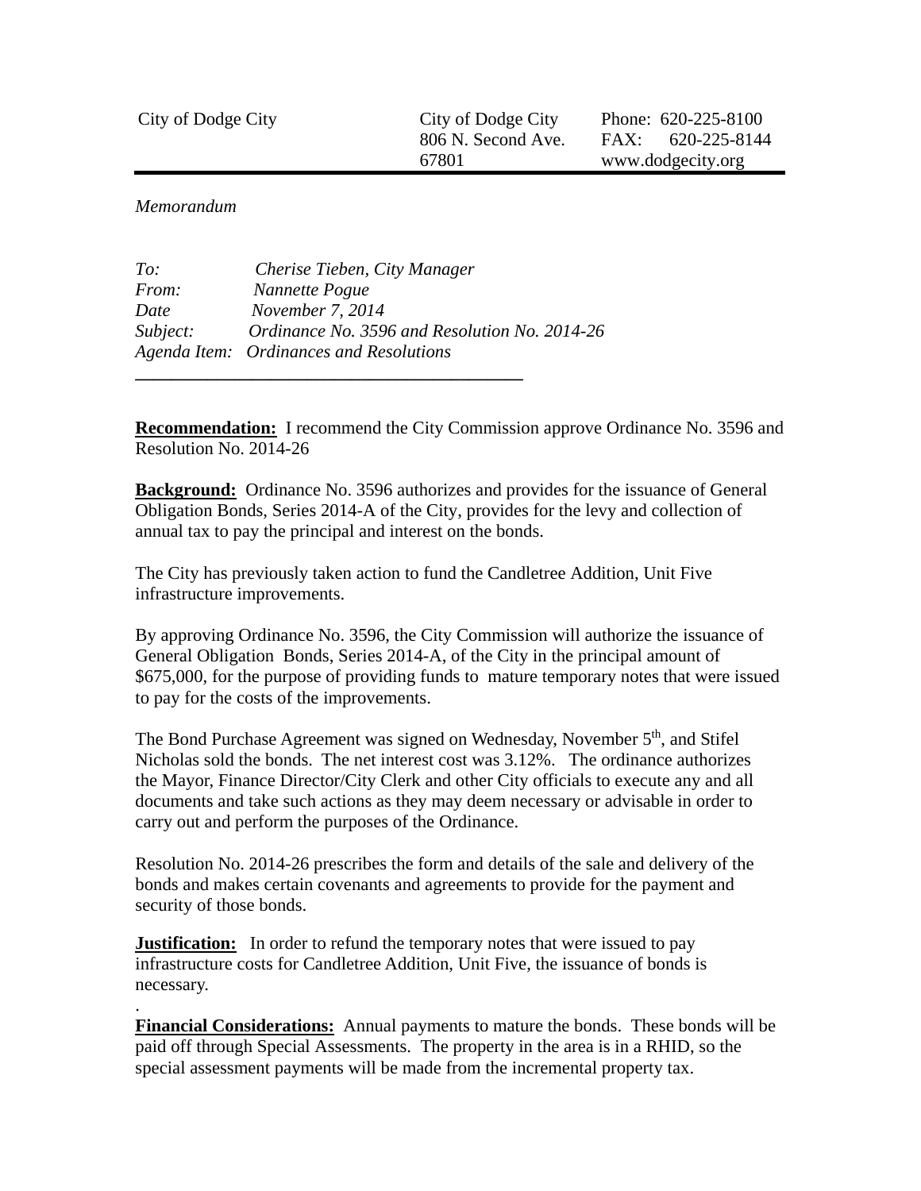City of Dodge City

City of Dodge City
806 N. Second Ave.
67801

Phone: 620-225-8100
FAX: 620-225-8144
www.dodgecity.org

*Memorandum*

*To:* *Cherise Tieben, City Manager*
*From:* *Nannette Pogue*
*Date* *November 7, 2014*
*Subject:* *Ordinance No. 3596 and Resolution No. 2014-26*
*Agenda Item:* *Ordinances and Resolutions*

---

**Recommendation:** I recommend the City Commission approve Ordinance No. 3596 and Resolution No. 2014-26

**Background:** Ordinance No. 3596 authorizes and provides for the issuance of General Obligation Bonds, Series 2014-A of the City, provides for the levy and collection of annual tax to pay the principal and interest on the bonds.

The City has previously taken action to fund the Candletree Addition, Unit Five infrastructure improvements.

By approving Ordinance No. 3596, the City Commission will authorize the issuance of General Obligation Bonds, Series 2014-A, of the City in the principal amount of $675,000, for the purpose of providing funds to mature temporary notes that were issued to pay for the costs of the improvements.

The Bond Purchase Agreement was signed on Wednesday, November 5th, and Stifel Nicholas sold the bonds. The net interest cost was 3.12%. The ordinance authorizes the Mayor, Finance Director/City Clerk and other City officials to execute any and all documents and take such actions as they may deem necessary or advisable in order to carry out and perform the purposes of the Ordinance.

Resolution No. 2014-26 prescribes the form and details of the sale and delivery of the bonds and makes certain covenants and agreements to provide for the payment and security of those bonds.

**Justification:** In order to refund the temporary notes that were issued to pay infrastructure costs for Candletree Addition, Unit Five, the issuance of bonds is necessary.

.

**Financial Considerations:** Annual payments to mature the bonds. These bonds will be paid off through Special Assessments. The property in the area is in a RHID, so the special assessment payments will be made from the incremental property tax.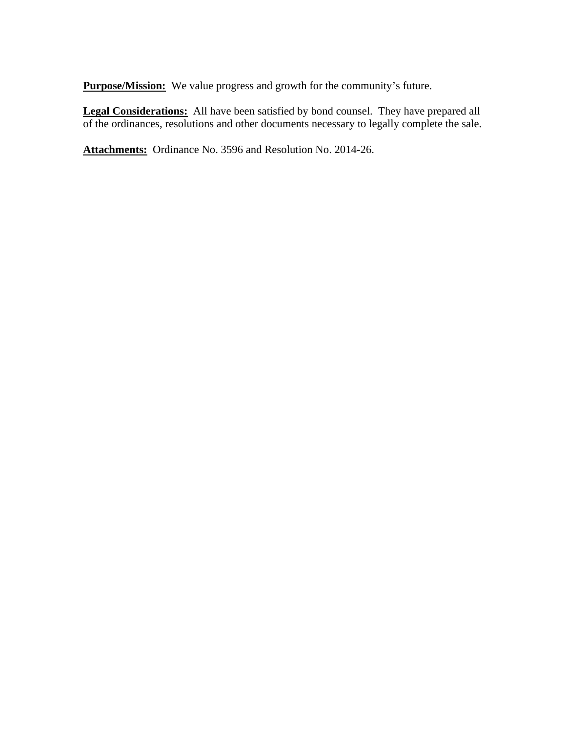**Purpose/Mission:** We value progress and growth for the community's future.

**Legal Considerations:** All have been satisfied by bond counsel. They have prepared all of the ordinances, resolutions and other documents necessary to legally complete the sale.

**Attachments:** Ordinance No. 3596 and Resolution No. 2014-26.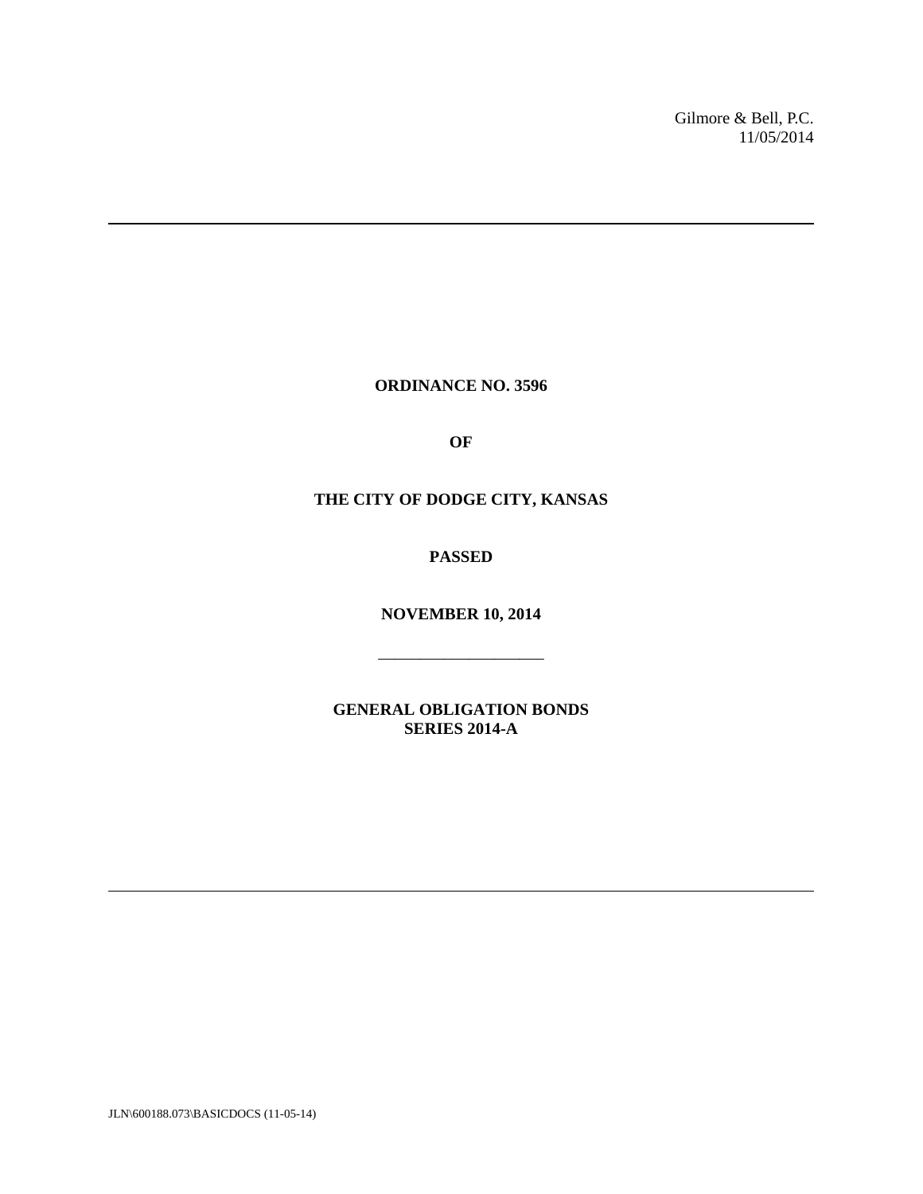Gilmore & Bell, P.C.
11/05/2014

---

**ORDINANCE NO. 3596**

**OF**

**THE CITY OF DODGE CITY, KANSAS**

**PASSED**

**NOVEMBER 10, 2014**

---

**GENERAL OBLIGATION BONDS**
**SERIES 2014-A**

---

JLN\600188.073\BASICDOCS (11-05-14)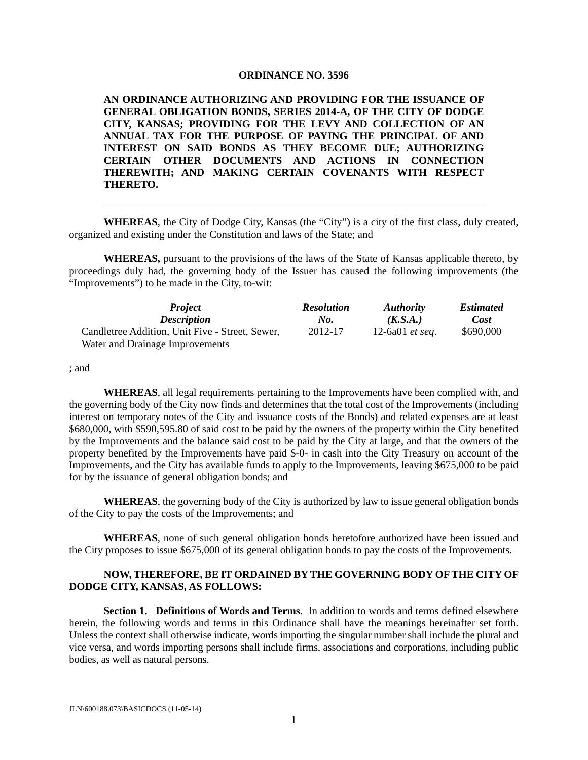**ORDINANCE NO. 3596**

**AN ORDINANCE AUTHORIZING AND PROVIDING FOR THE ISSUANCE OF GENERAL OBLIGATION BONDS, SERIES 2014-A, OF THE CITY OF DODGE CITY, KANSAS; PROVIDING FOR THE LEVY AND COLLECTION OF AN ANNUAL TAX FOR THE PURPOSE OF PAYING THE PRINCIPAL OF AND INTEREST ON SAID BONDS AS THEY BECOME DUE; AUTHORIZING CERTAIN OTHER DOCUMENTS AND ACTIONS IN CONNECTION THEREWITH; AND MAKING CERTAIN COVENANTS WITH RESPECT THERETO.**

---

**WHEREAS**, the City of Dodge City, Kansas (the "City") is a city of the first class, duly created, organized and existing under the Constitution and laws of the State; and

**WHEREAS,** pursuant to the provisions of the laws of the State of Kansas applicable thereto, by proceedings duly had, the governing body of the Issuer has caused the following improvements (the "Improvements") to be made in the City, to-wit:

| ***Project Description*** | ***Resolution No.*** | ***Authority (K.S.A.)*** | ***Estimated Cost*** |
|---|---|---|---|
| Candletree Addition, Unit Five - Street, Sewer, Water and Drainage Improvements | 2012-17 | 12-6a01 *et seq*. | $690,000 |

; and

**WHEREAS**, all legal requirements pertaining to the Improvements have been complied with, and the governing body of the City now finds and determines that the total cost of the Improvements (including interest on temporary notes of the City and issuance costs of the Bonds) and related expenses are at least $680,000, with $590,595.80 of said cost to be paid by the owners of the property within the City benefited by the Improvements and the balance said cost to be paid by the City at large, and that the owners of the property benefited by the Improvements have paid $-0- in cash into the City Treasury on account of the Improvements, and the City has available funds to apply to the Improvements, leaving $675,000 to be paid for by the issuance of general obligation bonds; and

**WHEREAS**, the governing body of the City is authorized by law to issue general obligation bonds of the City to pay the costs of the Improvements; and

**WHEREAS**, none of such general obligation bonds heretofore authorized have been issued and the City proposes to issue $675,000 of its general obligation bonds to pay the costs of the Improvements.

**NOW, THEREFORE, BE IT ORDAINED BY THE GOVERNING BODY OF THE CITY OF DODGE CITY, KANSAS, AS FOLLOWS:**

**Section 1. Definitions of Words and Terms**. In addition to words and terms defined elsewhere herein, the following words and terms in this Ordinance shall have the meanings hereinafter set forth. Unless the context shall otherwise indicate, words importing the singular number shall include the plural and vice versa, and words importing persons shall include firms, associations and corporations, including public bodies, as well as natural persons.

JLN\600188.073\BASICDOCS (11-05-14)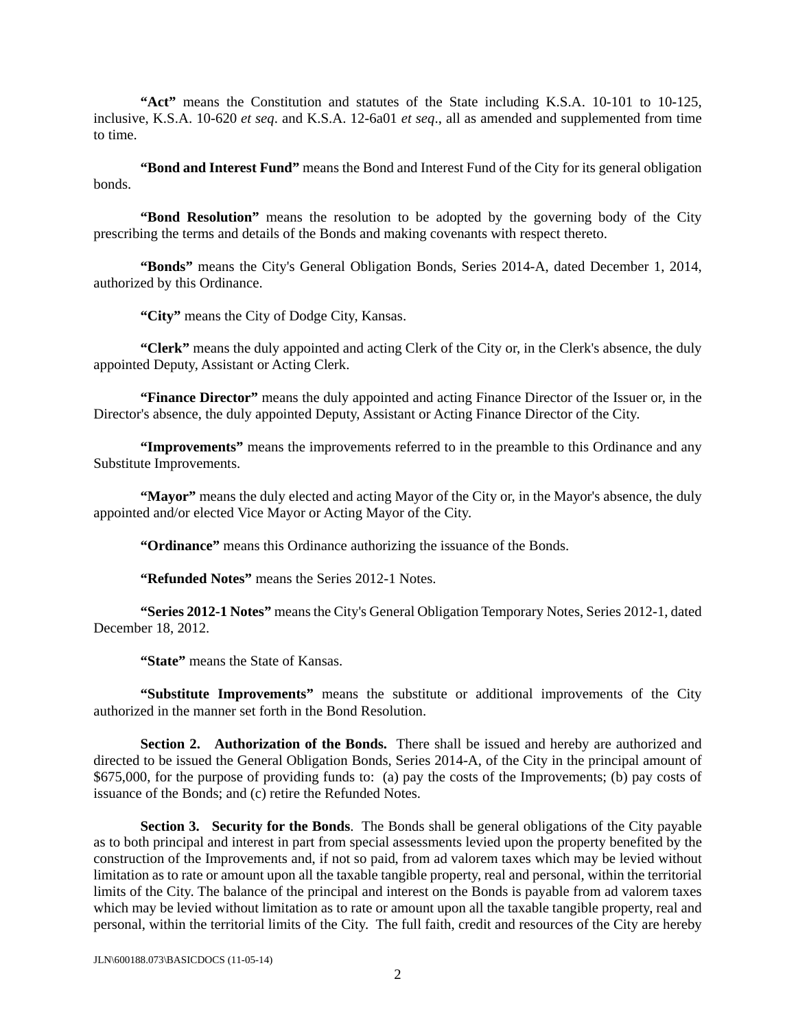**"Act"** means the Constitution and statutes of the State including K.S.A. 10-101 to 10-125, inclusive, K.S.A. 10-620 *et seq*. and K.S.A. 12-6a01 *et seq*., all as amended and supplemented from time to time.

**"Bond and Interest Fund"** means the Bond and Interest Fund of the City for its general obligation bonds.

**"Bond Resolution"** means the resolution to be adopted by the governing body of the City prescribing the terms and details of the Bonds and making covenants with respect thereto.

**"Bonds"** means the City's General Obligation Bonds, Series 2014-A, dated December 1, 2014, authorized by this Ordinance.

**"City"** means the City of Dodge City, Kansas.

**"Clerk"** means the duly appointed and acting Clerk of the City or, in the Clerk's absence, the duly appointed Deputy, Assistant or Acting Clerk.

**"Finance Director"** means the duly appointed and acting Finance Director of the Issuer or, in the Director's absence, the duly appointed Deputy, Assistant or Acting Finance Director of the City.

**"Improvements"** means the improvements referred to in the preamble to this Ordinance and any Substitute Improvements.

**"Mayor"** means the duly elected and acting Mayor of the City or, in the Mayor's absence, the duly appointed and/or elected Vice Mayor or Acting Mayor of the City.

**"Ordinance"** means this Ordinance authorizing the issuance of the Bonds.

**"Refunded Notes"** means the Series 2012-1 Notes.

**"Series 2012-1 Notes"** means the City's General Obligation Temporary Notes, Series 2012-1, dated December 18, 2012.

**"State"** means the State of Kansas.

**"Substitute Improvements"** means the substitute or additional improvements of the City authorized in the manner set forth in the Bond Resolution.

**Section 2. Authorization of the Bonds.** There shall be issued and hereby are authorized and directed to be issued the General Obligation Bonds, Series 2014-A, of the City in the principal amount of $675,000, for the purpose of providing funds to: (a) pay the costs of the Improvements; (b) pay costs of issuance of the Bonds; and (c) retire the Refunded Notes.

**Section 3. Security for the Bonds**. The Bonds shall be general obligations of the City payable as to both principal and interest in part from special assessments levied upon the property benefited by the construction of the Improvements and, if not so paid, from ad valorem taxes which may be levied without limitation as to rate or amount upon all the taxable tangible property, real and personal, within the territorial limits of the City. The balance of the principal and interest on the Bonds is payable from ad valorem taxes which may be levied without limitation as to rate or amount upon all the taxable tangible property, real and personal, within the territorial limits of the City. The full faith, credit and resources of the City are hereby

JLN\600188.073\BASICDOCS (11-05-14)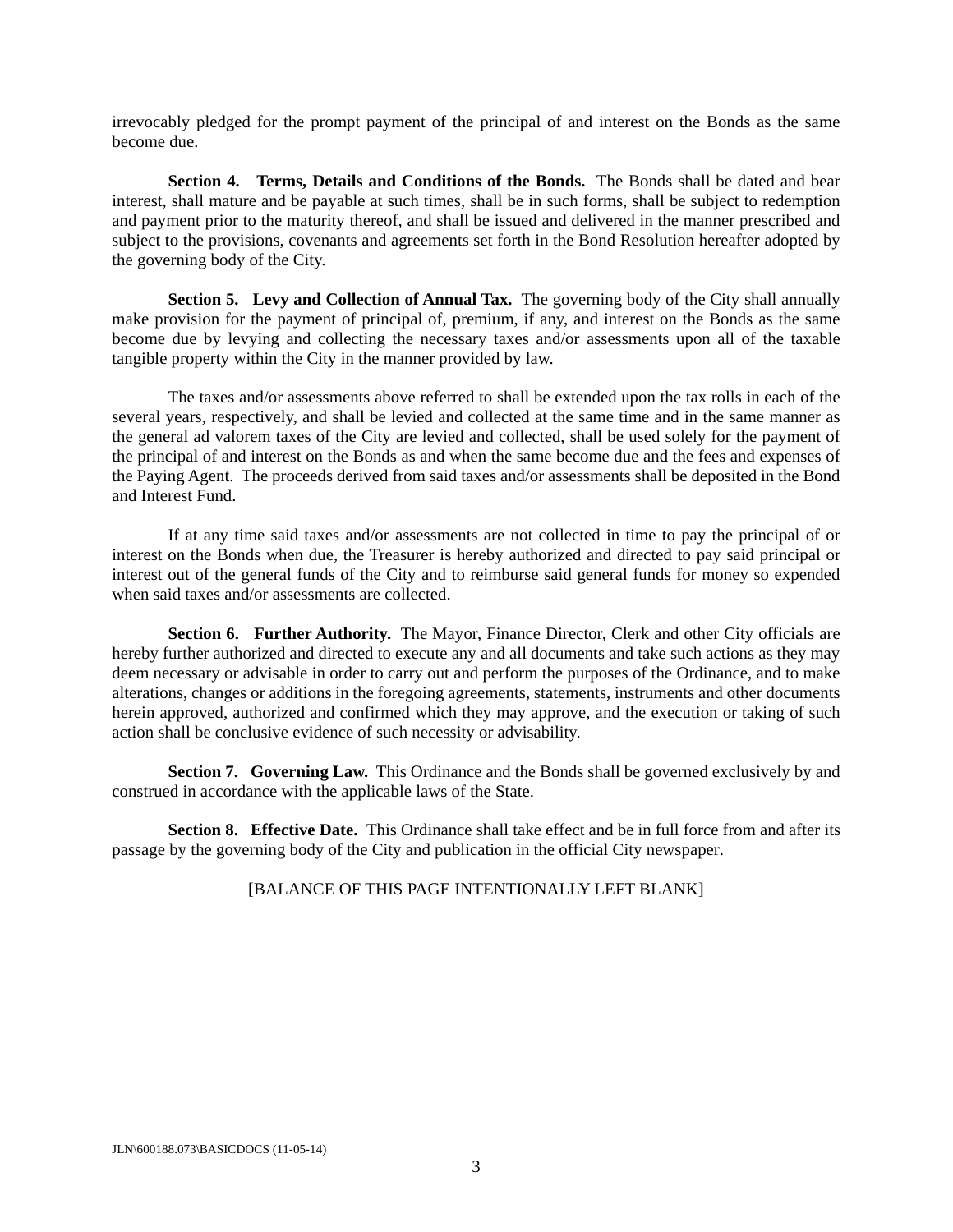irrevocably pledged for the prompt payment of the principal of and interest on the Bonds as the same become due.

**Section 4. Terms, Details and Conditions of the Bonds.** The Bonds shall be dated and bear interest, shall mature and be payable at such times, shall be in such forms, shall be subject to redemption and payment prior to the maturity thereof, and shall be issued and delivered in the manner prescribed and subject to the provisions, covenants and agreements set forth in the Bond Resolution hereafter adopted by the governing body of the City.

**Section 5. Levy and Collection of Annual Tax.** The governing body of the City shall annually make provision for the payment of principal of, premium, if any, and interest on the Bonds as the same become due by levying and collecting the necessary taxes and/or assessments upon all of the taxable tangible property within the City in the manner provided by law.

The taxes and/or assessments above referred to shall be extended upon the tax rolls in each of the several years, respectively, and shall be levied and collected at the same time and in the same manner as the general ad valorem taxes of the City are levied and collected, shall be used solely for the payment of the principal of and interest on the Bonds as and when the same become due and the fees and expenses of the Paying Agent. The proceeds derived from said taxes and/or assessments shall be deposited in the Bond and Interest Fund.

If at any time said taxes and/or assessments are not collected in time to pay the principal of or interest on the Bonds when due, the Treasurer is hereby authorized and directed to pay said principal or interest out of the general funds of the City and to reimburse said general funds for money so expended when said taxes and/or assessments are collected.

**Section 6. Further Authority.** The Mayor, Finance Director, Clerk and other City officials are hereby further authorized and directed to execute any and all documents and take such actions as they may deem necessary or advisable in order to carry out and perform the purposes of the Ordinance, and to make alterations, changes or additions in the foregoing agreements, statements, instruments and other documents herein approved, authorized and confirmed which they may approve, and the execution or taking of such action shall be conclusive evidence of such necessity or advisability.

**Section 7. Governing Law.** This Ordinance and the Bonds shall be governed exclusively by and construed in accordance with the applicable laws of the State.

**Section 8. Effective Date.** This Ordinance shall take effect and be in full force from and after its passage by the governing body of the City and publication in the official City newspaper.

[BALANCE OF THIS PAGE INTENTIONALLY LEFT BLANK]

JLN\600188.073\BASICDOCS (11-05-14)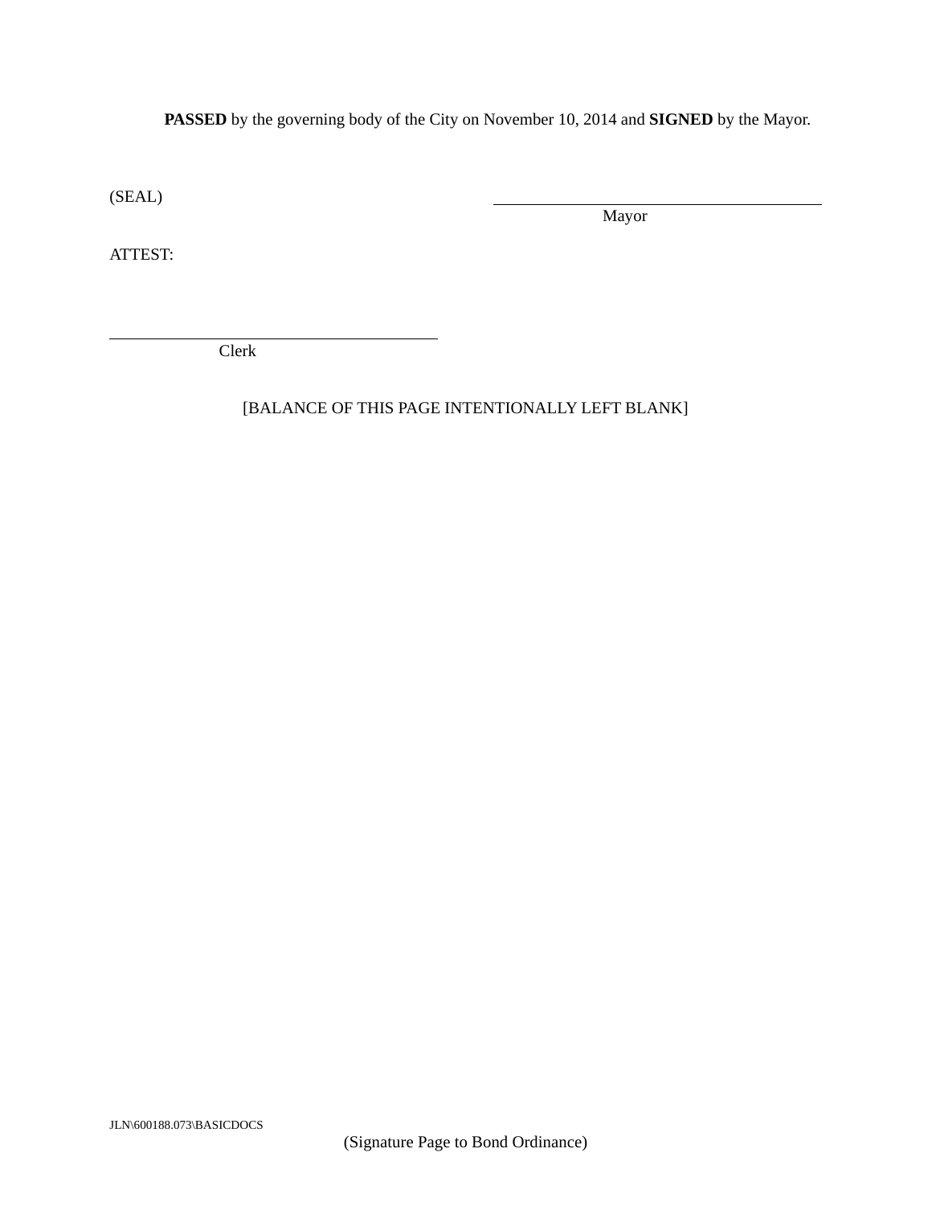**PASSED** by the governing body of the City on November 10, 2014 and **SIGNED** by the Mayor.

(SEAL)

\_\_\_\_\_\_\_\_\_\_\_\_\_\_\_\_\_\_\_\_\_\_\_\_\_\_\_\_\_\_\_\_\_\_\_\_\_\_\_\_
Mayor

ATTEST:

\_\_\_\_\_\_\_\_\_\_\_\_\_\_\_\_\_\_\_\_\_\_\_\_\_\_\_\_\_\_\_\_\_\_\_\_\_\_\_\_
Clerk

[BALANCE OF THIS PAGE INTENTIONALLY LEFT BLANK]

JLN\600188.073\BASICDOCS

(Signature Page to Bond Ordinance)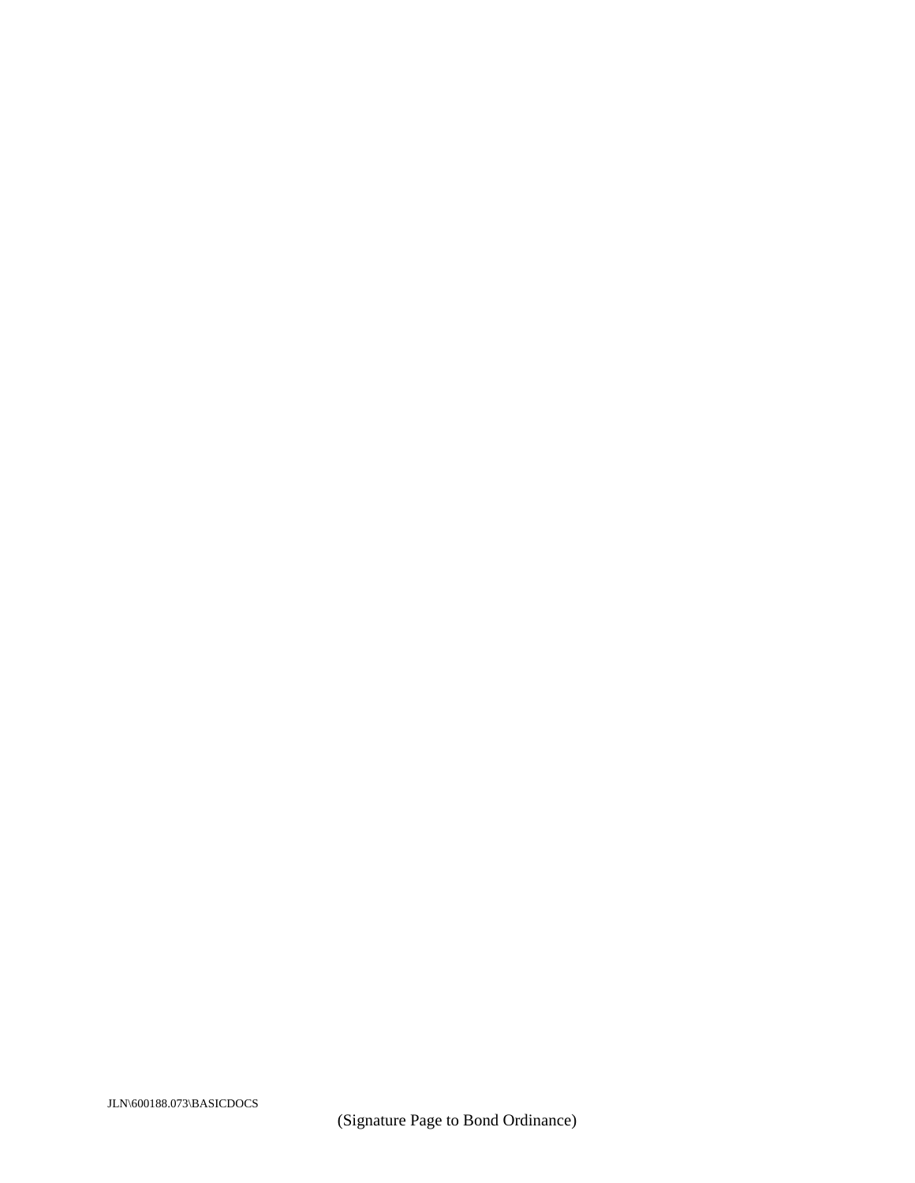JLN\600188.073\BASICDOCS

(Signature Page to Bond Ordinance)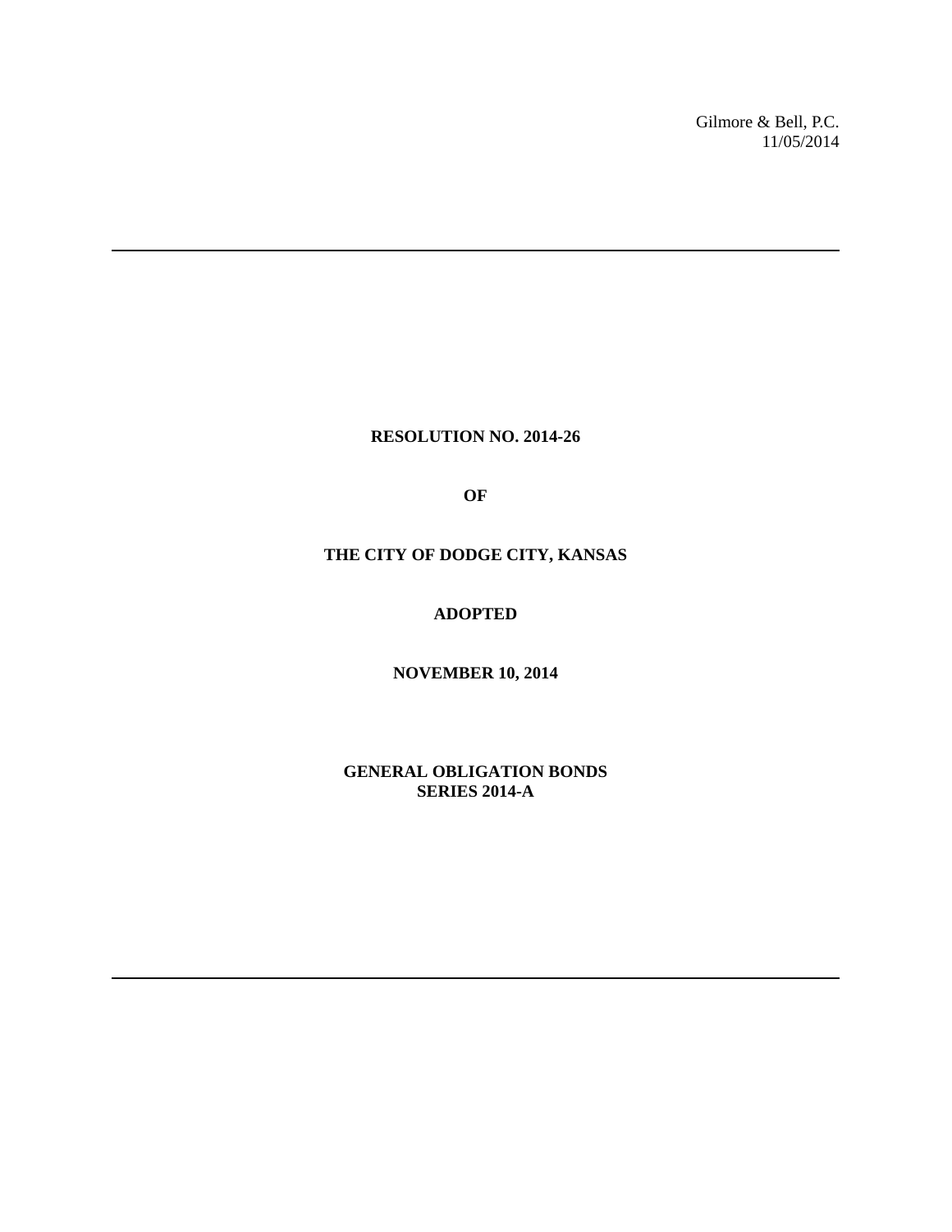Gilmore & Bell, P.C.
11/05/2014

---

**RESOLUTION NO. 2014-26**

**OF**

**THE CITY OF DODGE CITY, KANSAS**

**ADOPTED**

**NOVEMBER 10, 2014**

**GENERAL OBLIGATION BONDS**
**SERIES 2014-A**

---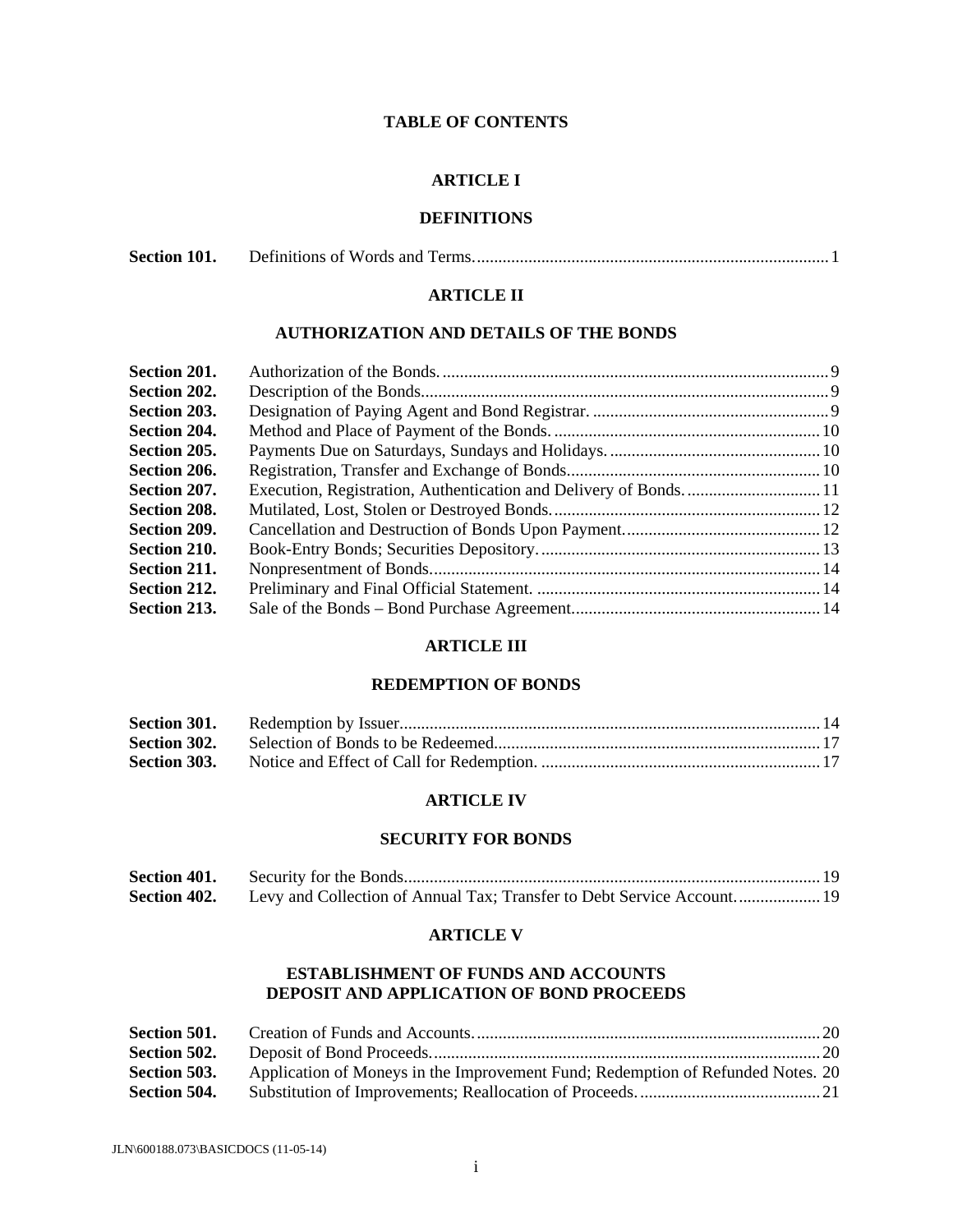# TABLE OF CONTENTS

## ARTICLE I

## DEFINITIONS

| | | |
|---|---|---|
| **Section 101.** | Definitions of Words and Terms. | 1 |

## ARTICLE II

## AUTHORIZATION AND DETAILS OF THE BONDS

| | | |
|---|---|---|
| **Section 201.** | Authorization of the Bonds. | 9 |
| **Section 202.** | Description of the Bonds. | 9 |
| **Section 203.** | Designation of Paying Agent and Bond Registrar. | 9 |
| **Section 204.** | Method and Place of Payment of the Bonds. | 10 |
| **Section 205.** | Payments Due on Saturdays, Sundays and Holidays. | 10 |
| **Section 206.** | Registration, Transfer and Exchange of Bonds. | 10 |
| **Section 207.** | Execution, Registration, Authentication and Delivery of Bonds. | 11 |
| **Section 208.** | Mutilated, Lost, Stolen or Destroyed Bonds. | 12 |
| **Section 209.** | Cancellation and Destruction of Bonds Upon Payment. | 12 |
| **Section 210.** | Book-Entry Bonds; Securities Depository. | 13 |
| **Section 211.** | Nonpresentment of Bonds. | 14 |
| **Section 212.** | Preliminary and Final Official Statement. | 14 |
| **Section 213.** | Sale of the Bonds – Bond Purchase Agreement. | 14 |

## ARTICLE III

## REDEMPTION OF BONDS

| | | |
|---|---|---|
| **Section 301.** | Redemption by Issuer. | 14 |
| **Section 302.** | Selection of Bonds to be Redeemed. | 17 |
| **Section 303.** | Notice and Effect of Call for Redemption. | 17 |

## ARTICLE IV

## SECURITY FOR BONDS

| | | |
|---|---|---|
| **Section 401.** | Security for the Bonds. | 19 |
| **Section 402.** | Levy and Collection of Annual Tax; Transfer to Debt Service Account. | 19 |

## ARTICLE V

## ESTABLISHMENT OF FUNDS AND ACCOUNTS DEPOSIT AND APPLICATION OF BOND PROCEEDS

| | | |
|---|---|---|
| **Section 501.** | Creation of Funds and Accounts. | 20 |
| **Section 502.** | Deposit of Bond Proceeds. | 20 |
| **Section 503.** | Application of Moneys in the Improvement Fund; Redemption of Refunded Notes. | 20 |
| **Section 504.** | Substitution of Improvements; Reallocation of Proceeds. | 21 |

JLN\600188.073\BASICDOCS (11-05-14)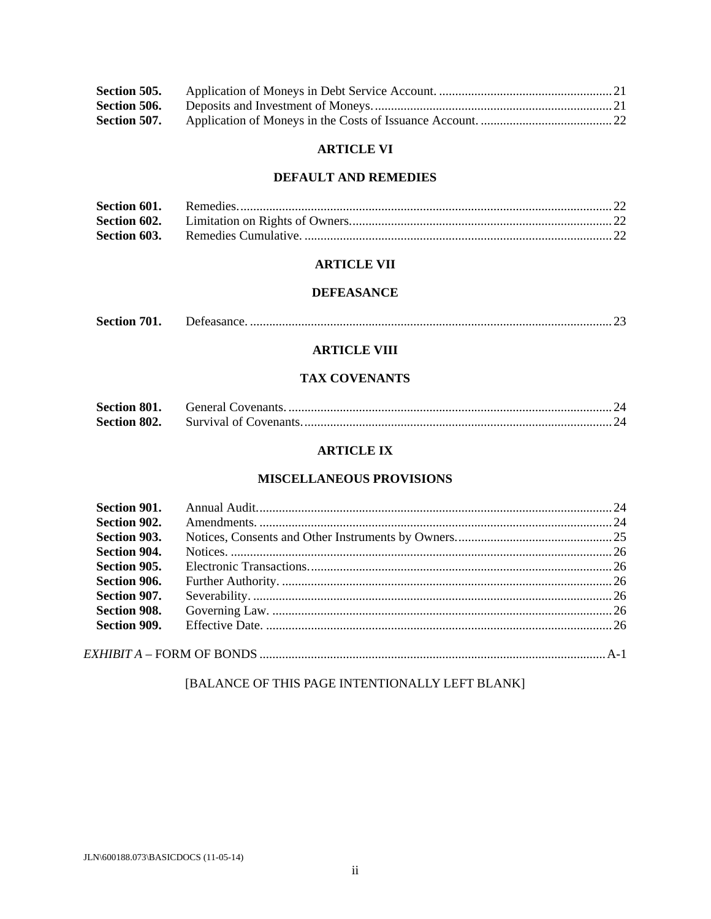| | | |
|---|---|---|
| **Section 505.** | Application of Moneys in Debt Service Account. | 21 |
| **Section 506.** | Deposits and Investment of Moneys. | 21 |
| **Section 507.** | Application of Moneys in the Costs of Issuance Account. | 22 |

## ARTICLE VI

## DEFAULT AND REMEDIES

| | | |
|---|---|---|
| **Section 601.** | Remedies. | 22 |
| **Section 602.** | Limitation on Rights of Owners. | 22 |
| **Section 603.** | Remedies Cumulative. | 22 |

## ARTICLE VII

## DEFEASANCE

| | | |
|---|---|---|
| **Section 701.** | Defeasance. | 23 |

## ARTICLE VIII

## TAX COVENANTS

| | | |
|---|---|---|
| **Section 801.** | General Covenants. | 24 |
| **Section 802.** | Survival of Covenants. | 24 |

## ARTICLE IX

## MISCELLANEOUS PROVISIONS

| | | |
|---|---|---|
| **Section 901.** | Annual Audit. | 24 |
| **Section 902.** | Amendments. | 24 |
| **Section 903.** | Notices, Consents and Other Instruments by Owners. | 25 |
| **Section 904.** | Notices. | 26 |
| **Section 905.** | Electronic Transactions. | 26 |
| **Section 906.** | Further Authority. | 26 |
| **Section 907.** | Severability. | 26 |
| **Section 908.** | Governing Law. | 26 |
| **Section 909.** | Effective Date. | 26 |

*EXHIBIT A* – FORM OF BONDS .......... A-1

[BALANCE OF THIS PAGE INTENTIONALLY LEFT BLANK]

JLN\600188.073\BASICDOCS (11-05-14)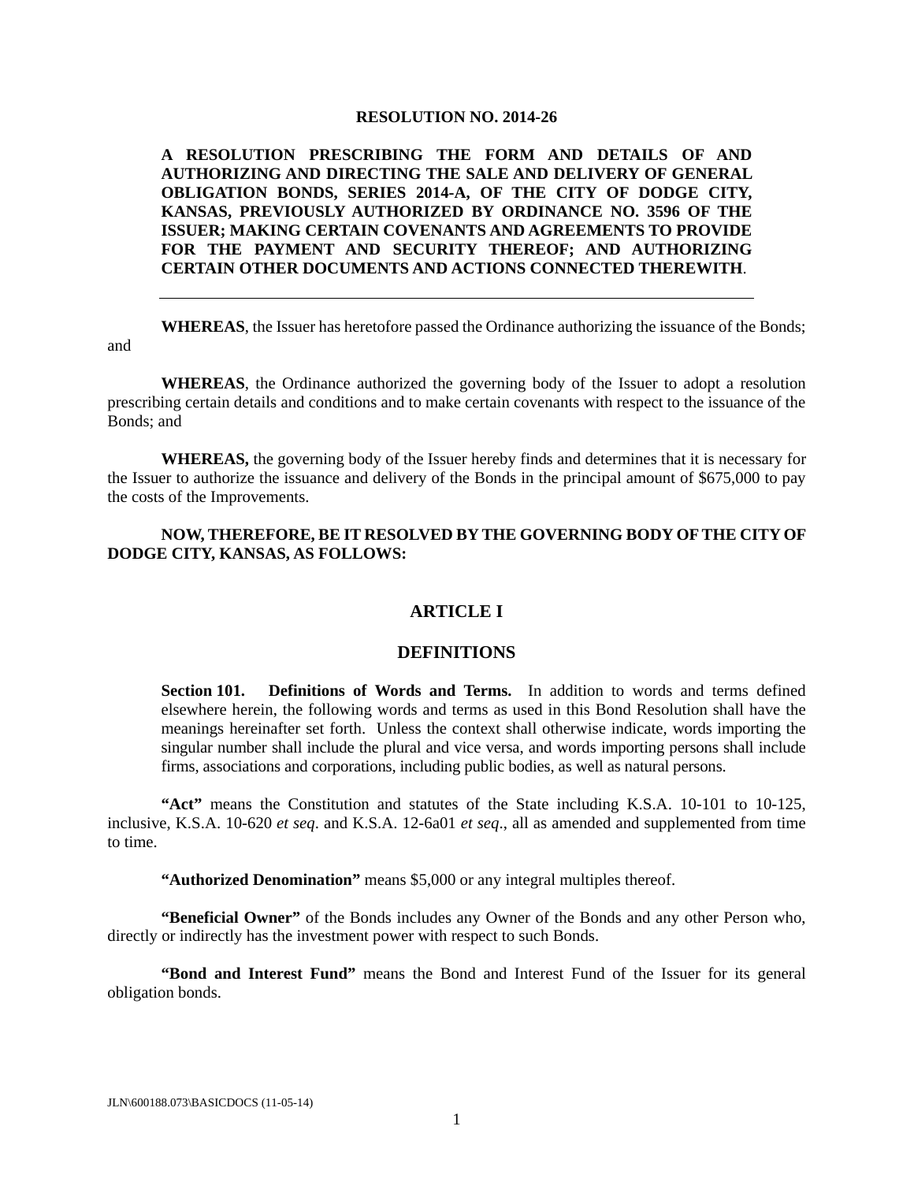**RESOLUTION NO. 2014-26**

**A RESOLUTION PRESCRIBING THE FORM AND DETAILS OF AND AUTHORIZING AND DIRECTING THE SALE AND DELIVERY OF GENERAL OBLIGATION BONDS, SERIES 2014-A, OF THE CITY OF DODGE CITY, KANSAS, PREVIOUSLY AUTHORIZED BY ORDINANCE NO. 3596 OF THE ISSUER; MAKING CERTAIN COVENANTS AND AGREEMENTS TO PROVIDE FOR THE PAYMENT AND SECURITY THEREOF; AND AUTHORIZING CERTAIN OTHER DOCUMENTS AND ACTIONS CONNECTED THEREWITH**.

---

**WHEREAS**, the Issuer has heretofore passed the Ordinance authorizing the issuance of the Bonds; and

**WHEREAS**, the Ordinance authorized the governing body of the Issuer to adopt a resolution prescribing certain details and conditions and to make certain covenants with respect to the issuance of the Bonds; and

**WHEREAS,** the governing body of the Issuer hereby finds and determines that it is necessary for the Issuer to authorize the issuance and delivery of the Bonds in the principal amount of $675,000 to pay the costs of the Improvements.

**NOW, THEREFORE, BE IT RESOLVED BY THE GOVERNING BODY OF THE CITY OF DODGE CITY, KANSAS, AS FOLLOWS:**

## ARTICLE I

## DEFINITIONS

**Section 101. Definitions of Words and Terms.** In addition to words and terms defined elsewhere herein, the following words and terms as used in this Bond Resolution shall have the meanings hereinafter set forth. Unless the context shall otherwise indicate, words importing the singular number shall include the plural and vice versa, and words importing persons shall include firms, associations and corporations, including public bodies, as well as natural persons.

**"Act"** means the Constitution and statutes of the State including K.S.A. 10-101 to 10-125, inclusive, K.S.A. 10-620 *et seq*. and K.S.A. 12-6a01 *et seq*., all as amended and supplemented from time to time.

**"Authorized Denomination"** means $5,000 or any integral multiples thereof.

**"Beneficial Owner"** of the Bonds includes any Owner of the Bonds and any other Person who, directly or indirectly has the investment power with respect to such Bonds.

**"Bond and Interest Fund"** means the Bond and Interest Fund of the Issuer for its general obligation bonds.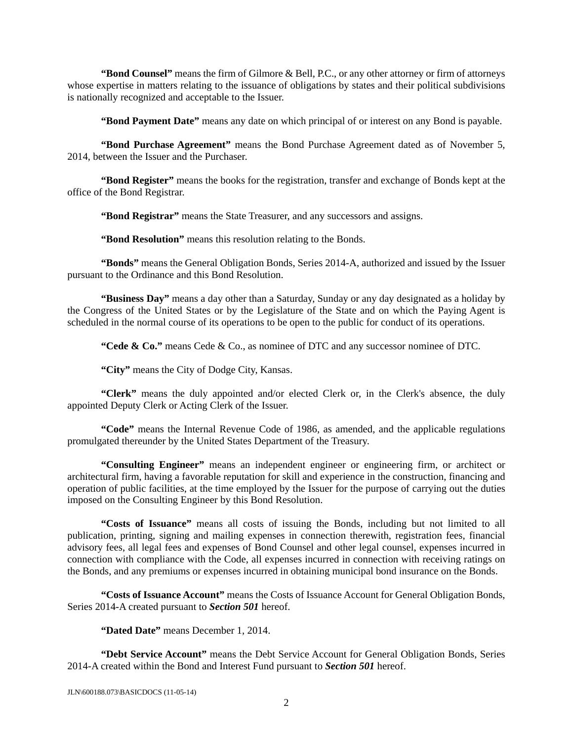**"Bond Counsel"** means the firm of Gilmore & Bell, P.C., or any other attorney or firm of attorneys whose expertise in matters relating to the issuance of obligations by states and their political subdivisions is nationally recognized and acceptable to the Issuer.

**"Bond Payment Date"** means any date on which principal of or interest on any Bond is payable.

**"Bond Purchase Agreement"** means the Bond Purchase Agreement dated as of November 5, 2014, between the Issuer and the Purchaser.

**"Bond Register"** means the books for the registration, transfer and exchange of Bonds kept at the office of the Bond Registrar.

**"Bond Registrar"** means the State Treasurer, and any successors and assigns.

**"Bond Resolution"** means this resolution relating to the Bonds.

**"Bonds"** means the General Obligation Bonds, Series 2014-A, authorized and issued by the Issuer pursuant to the Ordinance and this Bond Resolution.

**"Business Day"** means a day other than a Saturday, Sunday or any day designated as a holiday by the Congress of the United States or by the Legislature of the State and on which the Paying Agent is scheduled in the normal course of its operations to be open to the public for conduct of its operations.

**"Cede & Co."** means Cede & Co., as nominee of DTC and any successor nominee of DTC.

**"City"** means the City of Dodge City, Kansas.

**"Clerk"** means the duly appointed and/or elected Clerk or, in the Clerk's absence, the duly appointed Deputy Clerk or Acting Clerk of the Issuer.

**"Code"** means the Internal Revenue Code of 1986, as amended, and the applicable regulations promulgated thereunder by the United States Department of the Treasury.

**"Consulting Engineer"** means an independent engineer or engineering firm, or architect or architectural firm, having a favorable reputation for skill and experience in the construction, financing and operation of public facilities, at the time employed by the Issuer for the purpose of carrying out the duties imposed on the Consulting Engineer by this Bond Resolution.

**"Costs of Issuance"** means all costs of issuing the Bonds, including but not limited to all publication, printing, signing and mailing expenses in connection therewith, registration fees, financial advisory fees, all legal fees and expenses of Bond Counsel and other legal counsel, expenses incurred in connection with compliance with the Code, all expenses incurred in connection with receiving ratings on the Bonds, and any premiums or expenses incurred in obtaining municipal bond insurance on the Bonds.

**"Costs of Issuance Account"** means the Costs of Issuance Account for General Obligation Bonds, Series 2014-A created pursuant to ***Section 501*** hereof.

**"Dated Date"** means December 1, 2014.

**"Debt Service Account"** means the Debt Service Account for General Obligation Bonds, Series 2014-A created within the Bond and Interest Fund pursuant to ***Section 501*** hereof.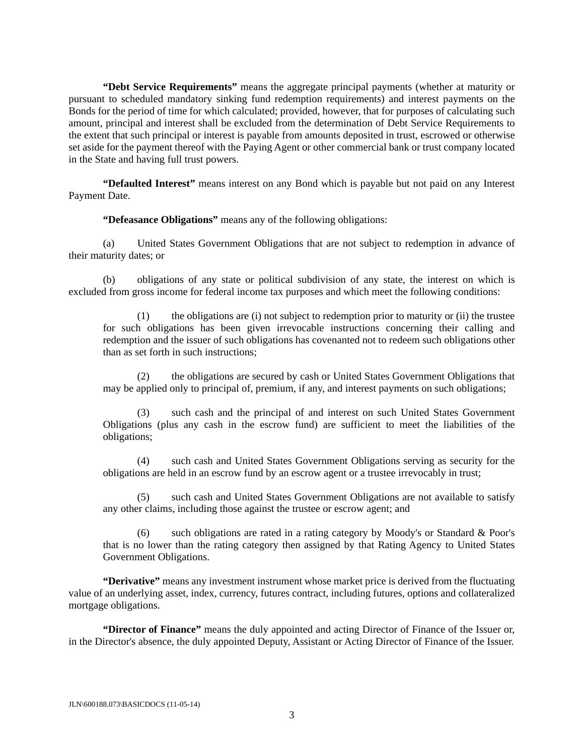**"Debt Service Requirements"** means the aggregate principal payments (whether at maturity or pursuant to scheduled mandatory sinking fund redemption requirements) and interest payments on the Bonds for the period of time for which calculated; provided, however, that for purposes of calculating such amount, principal and interest shall be excluded from the determination of Debt Service Requirements to the extent that such principal or interest is payable from amounts deposited in trust, escrowed or otherwise set aside for the payment thereof with the Paying Agent or other commercial bank or trust company located in the State and having full trust powers.

**"Defaulted Interest"** means interest on any Bond which is payable but not paid on any Interest Payment Date.

**"Defeasance Obligations"** means any of the following obligations:

(a) United States Government Obligations that are not subject to redemption in advance of their maturity dates; or

(b) obligations of any state or political subdivision of any state, the interest on which is excluded from gross income for federal income tax purposes and which meet the following conditions:

(1) the obligations are (i) not subject to redemption prior to maturity or (ii) the trustee for such obligations has been given irrevocable instructions concerning their calling and redemption and the issuer of such obligations has covenanted not to redeem such obligations other than as set forth in such instructions;

(2) the obligations are secured by cash or United States Government Obligations that may be applied only to principal of, premium, if any, and interest payments on such obligations;

(3) such cash and the principal of and interest on such United States Government Obligations (plus any cash in the escrow fund) are sufficient to meet the liabilities of the obligations;

(4) such cash and United States Government Obligations serving as security for the obligations are held in an escrow fund by an escrow agent or a trustee irrevocably in trust;

(5) such cash and United States Government Obligations are not available to satisfy any other claims, including those against the trustee or escrow agent; and

(6) such obligations are rated in a rating category by Moody's or Standard & Poor's that is no lower than the rating category then assigned by that Rating Agency to United States Government Obligations.

**"Derivative"** means any investment instrument whose market price is derived from the fluctuating value of an underlying asset, index, currency, futures contract, including futures, options and collateralized mortgage obligations.

**"Director of Finance"** means the duly appointed and acting Director of Finance of the Issuer or, in the Director's absence, the duly appointed Deputy, Assistant or Acting Director of Finance of the Issuer.

JLN\600188.073\BASICDOCS (11-05-14)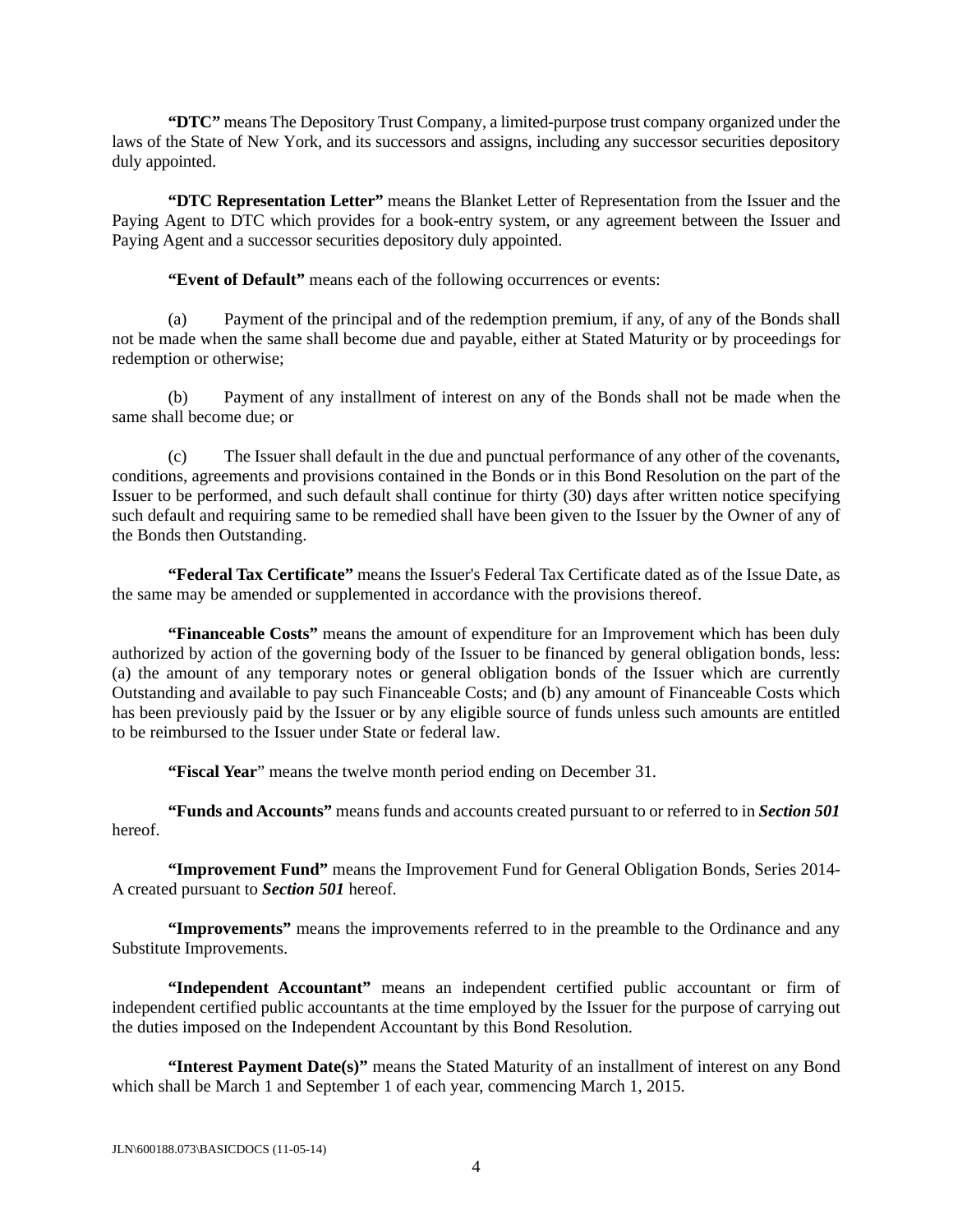**"DTC"** means The Depository Trust Company, a limited-purpose trust company organized under the laws of the State of New York, and its successors and assigns, including any successor securities depository duly appointed.

**"DTC Representation Letter"** means the Blanket Letter of Representation from the Issuer and the Paying Agent to DTC which provides for a book-entry system, or any agreement between the Issuer and Paying Agent and a successor securities depository duly appointed.

**"Event of Default"** means each of the following occurrences or events:

(a) Payment of the principal and of the redemption premium, if any, of any of the Bonds shall not be made when the same shall become due and payable, either at Stated Maturity or by proceedings for redemption or otherwise;

(b) Payment of any installment of interest on any of the Bonds shall not be made when the same shall become due; or

(c) The Issuer shall default in the due and punctual performance of any other of the covenants, conditions, agreements and provisions contained in the Bonds or in this Bond Resolution on the part of the Issuer to be performed, and such default shall continue for thirty (30) days after written notice specifying such default and requiring same to be remedied shall have been given to the Issuer by the Owner of any of the Bonds then Outstanding.

**"Federal Tax Certificate"** means the Issuer's Federal Tax Certificate dated as of the Issue Date, as the same may be amended or supplemented in accordance with the provisions thereof.

**"Financeable Costs"** means the amount of expenditure for an Improvement which has been duly authorized by action of the governing body of the Issuer to be financed by general obligation bonds, less: (a) the amount of any temporary notes or general obligation bonds of the Issuer which are currently Outstanding and available to pay such Financeable Costs; and (b) any amount of Financeable Costs which has been previously paid by the Issuer or by any eligible source of funds unless such amounts are entitled to be reimbursed to the Issuer under State or federal law.

**"Fiscal Year"** means the twelve month period ending on December 31.

**"Funds and Accounts"** means funds and accounts created pursuant to or referred to in ***Section 501*** hereof.

**"Improvement Fund"** means the Improvement Fund for General Obligation Bonds, Series 2014-A created pursuant to ***Section 501*** hereof.

**"Improvements"** means the improvements referred to in the preamble to the Ordinance and any Substitute Improvements.

**"Independent Accountant"** means an independent certified public accountant or firm of independent certified public accountants at the time employed by the Issuer for the purpose of carrying out the duties imposed on the Independent Accountant by this Bond Resolution.

**"Interest Payment Date(s)"** means the Stated Maturity of an installment of interest on any Bond which shall be March 1 and September 1 of each year, commencing March 1, 2015.

JLN\600188.073\BASICDOCS (11-05-14)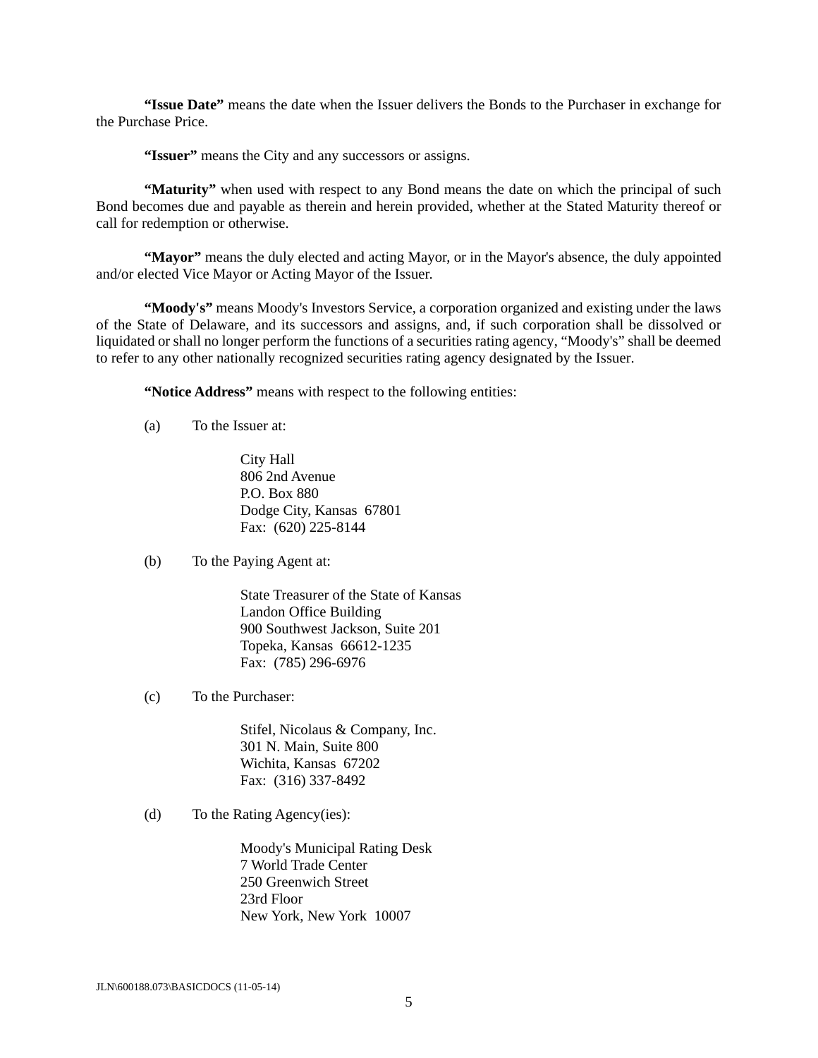**"Issue Date"** means the date when the Issuer delivers the Bonds to the Purchaser in exchange for the Purchase Price.

**"Issuer"** means the City and any successors or assigns.

**"Maturity"** when used with respect to any Bond means the date on which the principal of such Bond becomes due and payable as therein and herein provided, whether at the Stated Maturity thereof or call for redemption or otherwise.

**"Mayor"** means the duly elected and acting Mayor, or in the Mayor's absence, the duly appointed and/or elected Vice Mayor or Acting Mayor of the Issuer.

**"Moody's"** means Moody's Investors Service, a corporation organized and existing under the laws of the State of Delaware, and its successors and assigns, and, if such corporation shall be dissolved or liquidated or shall no longer perform the functions of a securities rating agency, "Moody's" shall be deemed to refer to any other nationally recognized securities rating agency designated by the Issuer.

**"Notice Address"** means with respect to the following entities:

(a) To the Issuer at:

City Hall
806 2nd Avenue
P.O. Box 880
Dodge City, Kansas 67801
Fax: (620) 225-8144

(b) To the Paying Agent at:

State Treasurer of the State of Kansas
Landon Office Building
900 Southwest Jackson, Suite 201
Topeka, Kansas 66612-1235
Fax: (785) 296-6976

(c) To the Purchaser:

Stifel, Nicolaus & Company, Inc.
301 N. Main, Suite 800
Wichita, Kansas 67202
Fax: (316) 337-8492

(d) To the Rating Agency(ies):

Moody's Municipal Rating Desk
7 World Trade Center
250 Greenwich Street
23rd Floor
New York, New York 10007

JLN\600188.073\BASICDOCS (11-05-14)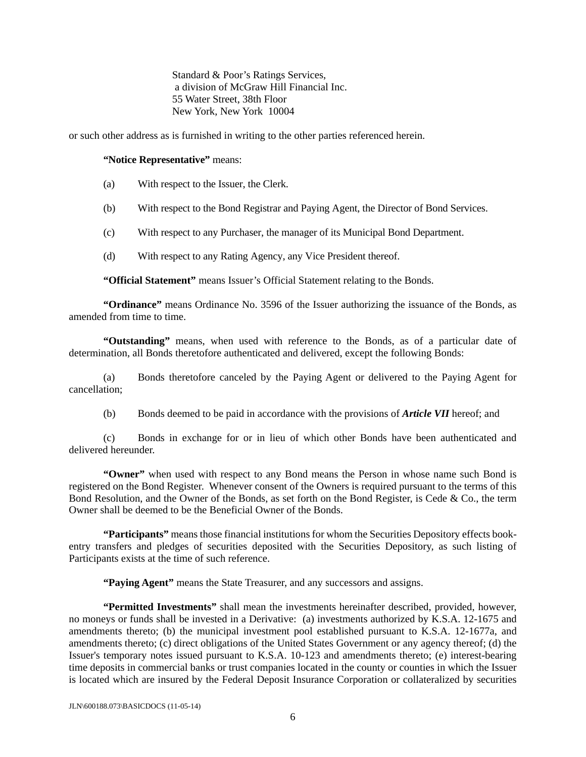Standard & Poor's Ratings Services,
a division of McGraw Hill Financial Inc.
55 Water Street, 38th Floor
New York, New York 10004

or such other address as is furnished in writing to the other parties referenced herein.

**"Notice Representative"** means:

(a) With respect to the Issuer, the Clerk.

(b) With respect to the Bond Registrar and Paying Agent, the Director of Bond Services.

(c) With respect to any Purchaser, the manager of its Municipal Bond Department.

(d) With respect to any Rating Agency, any Vice President thereof.

**"Official Statement"** means Issuer's Official Statement relating to the Bonds.

**"Ordinance"** means Ordinance No. 3596 of the Issuer authorizing the issuance of the Bonds, as amended from time to time.

**"Outstanding"** means, when used with reference to the Bonds, as of a particular date of determination, all Bonds theretofore authenticated and delivered, except the following Bonds:

(a) Bonds theretofore canceled by the Paying Agent or delivered to the Paying Agent for cancellation;

(b) Bonds deemed to be paid in accordance with the provisions of ***Article VII*** hereof; and

(c) Bonds in exchange for or in lieu of which other Bonds have been authenticated and delivered hereunder.

**"Owner"** when used with respect to any Bond means the Person in whose name such Bond is registered on the Bond Register. Whenever consent of the Owners is required pursuant to the terms of this Bond Resolution, and the Owner of the Bonds, as set forth on the Bond Register, is Cede & Co., the term Owner shall be deemed to be the Beneficial Owner of the Bonds.

**"Participants"** means those financial institutions for whom the Securities Depository effects book-entry transfers and pledges of securities deposited with the Securities Depository, as such listing of Participants exists at the time of such reference.

**"Paying Agent"** means the State Treasurer, and any successors and assigns.

**"Permitted Investments"** shall mean the investments hereinafter described, provided, however, no moneys or funds shall be invested in a Derivative: (a) investments authorized by K.S.A. 12-1675 and amendments thereto; (b) the municipal investment pool established pursuant to K.S.A. 12-1677a, and amendments thereto; (c) direct obligations of the United States Government or any agency thereof; (d) the Issuer's temporary notes issued pursuant to K.S.A. 10-123 and amendments thereto; (e) interest-bearing time deposits in commercial banks or trust companies located in the county or counties in which the Issuer is located which are insured by the Federal Deposit Insurance Corporation or collateralized by securities

JLN\600188.073\BASICDOCS (11-05-14)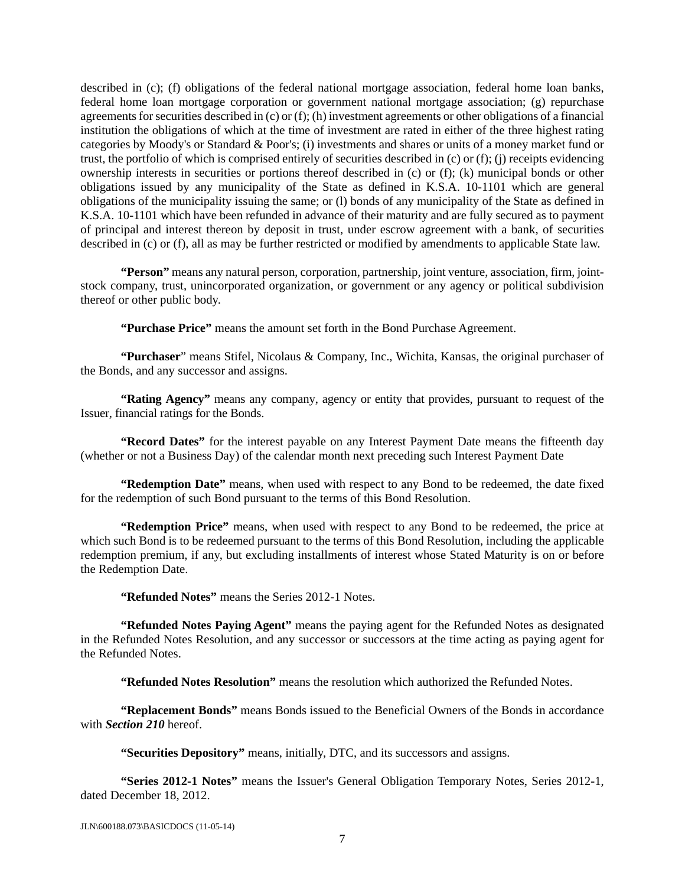described in (c); (f) obligations of the federal national mortgage association, federal home loan banks, federal home loan mortgage corporation or government national mortgage association; (g) repurchase agreements for securities described in (c) or (f); (h) investment agreements or other obligations of a financial institution the obligations of which at the time of investment are rated in either of the three highest rating categories by Moody's or Standard & Poor's; (i) investments and shares or units of a money market fund or trust, the portfolio of which is comprised entirely of securities described in (c) or (f); (j) receipts evidencing ownership interests in securities or portions thereof described in (c) or (f); (k) municipal bonds or other obligations issued by any municipality of the State as defined in K.S.A. 10-1101 which are general obligations of the municipality issuing the same; or (l) bonds of any municipality of the State as defined in K.S.A. 10-1101 which have been refunded in advance of their maturity and are fully secured as to payment of principal and interest thereon by deposit in trust, under escrow agreement with a bank, of securities described in (c) or (f), all as may be further restricted or modified by amendments to applicable State law.

**"Person"** means any natural person, corporation, partnership, joint venture, association, firm, joint-stock company, trust, unincorporated organization, or government or any agency or political subdivision thereof or other public body.

**"Purchase Price"** means the amount set forth in the Bond Purchase Agreement.

**"Purchaser"** means Stifel, Nicolaus & Company, Inc., Wichita, Kansas, the original purchaser of the Bonds, and any successor and assigns.

**"Rating Agency"** means any company, agency or entity that provides, pursuant to request of the Issuer, financial ratings for the Bonds.

**"Record Dates"** for the interest payable on any Interest Payment Date means the fifteenth day (whether or not a Business Day) of the calendar month next preceding such Interest Payment Date

**"Redemption Date"** means, when used with respect to any Bond to be redeemed, the date fixed for the redemption of such Bond pursuant to the terms of this Bond Resolution.

**"Redemption Price"** means, when used with respect to any Bond to be redeemed, the price at which such Bond is to be redeemed pursuant to the terms of this Bond Resolution, including the applicable redemption premium, if any, but excluding installments of interest whose Stated Maturity is on or before the Redemption Date.

**"Refunded Notes"** means the Series 2012-1 Notes.

**"Refunded Notes Paying Agent"** means the paying agent for the Refunded Notes as designated in the Refunded Notes Resolution, and any successor or successors at the time acting as paying agent for the Refunded Notes.

**"Refunded Notes Resolution"** means the resolution which authorized the Refunded Notes.

**"Replacement Bonds"** means Bonds issued to the Beneficial Owners of the Bonds in accordance with ***Section 210*** hereof.

**"Securities Depository"** means, initially, DTC, and its successors and assigns.

**"Series 2012-1 Notes"** means the Issuer's General Obligation Temporary Notes, Series 2012-1, dated December 18, 2012.

JLN\600188.073\BASICDOCS (11-05-14)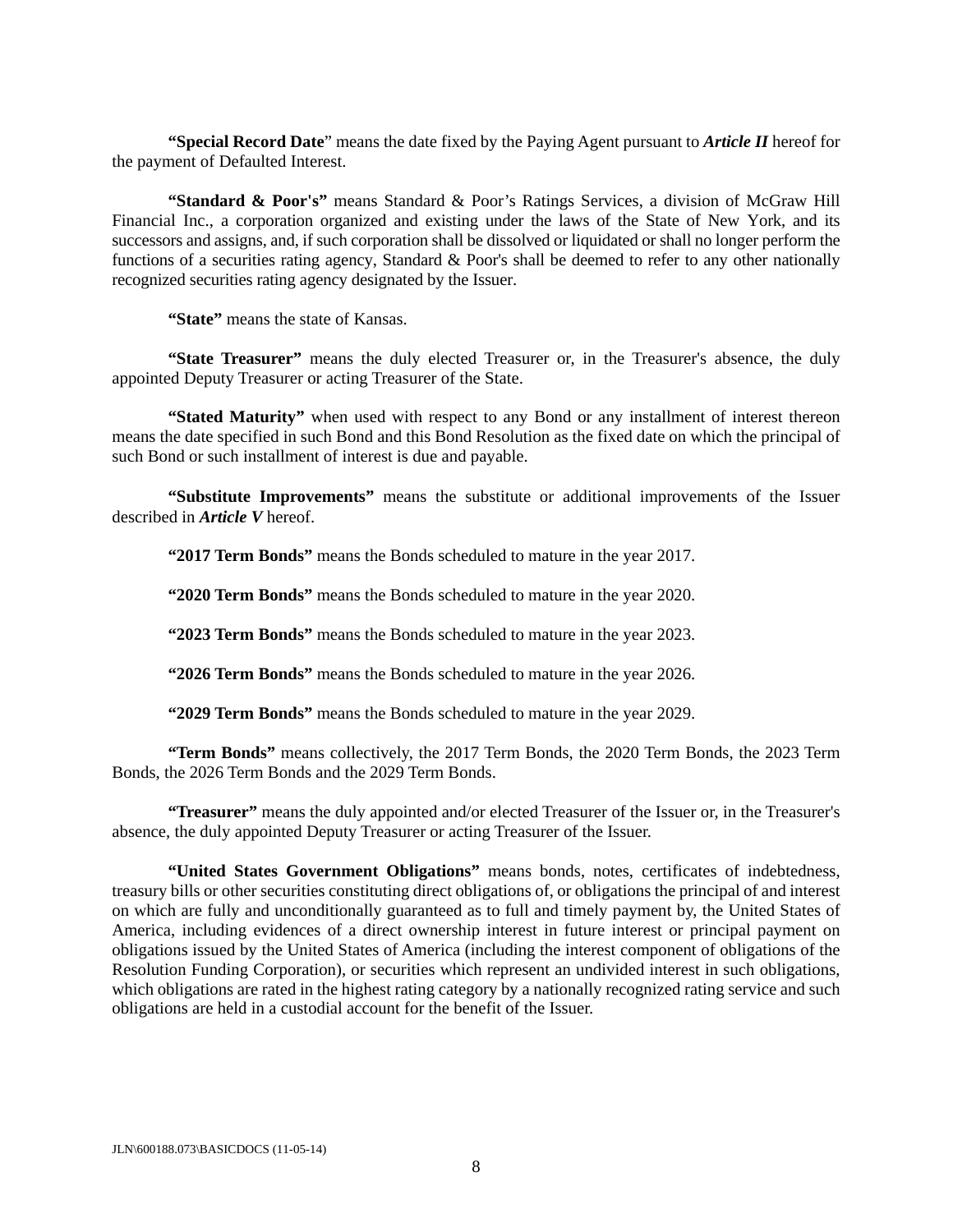**"Special Record Date"** means the date fixed by the Paying Agent pursuant to ***Article II*** hereof for the payment of Defaulted Interest.

**"Standard & Poor's"** means Standard & Poor's Ratings Services, a division of McGraw Hill Financial Inc., a corporation organized and existing under the laws of the State of New York, and its successors and assigns, and, if such corporation shall be dissolved or liquidated or shall no longer perform the functions of a securities rating agency, Standard & Poor's shall be deemed to refer to any other nationally recognized securities rating agency designated by the Issuer.

**"State"** means the state of Kansas.

**"State Treasurer"** means the duly elected Treasurer or, in the Treasurer's absence, the duly appointed Deputy Treasurer or acting Treasurer of the State.

**"Stated Maturity"** when used with respect to any Bond or any installment of interest thereon means the date specified in such Bond and this Bond Resolution as the fixed date on which the principal of such Bond or such installment of interest is due and payable.

**"Substitute Improvements"** means the substitute or additional improvements of the Issuer described in ***Article V*** hereof.

**"2017 Term Bonds"** means the Bonds scheduled to mature in the year 2017.

**"2020 Term Bonds"** means the Bonds scheduled to mature in the year 2020.

**"2023 Term Bonds"** means the Bonds scheduled to mature in the year 2023.

**"2026 Term Bonds"** means the Bonds scheduled to mature in the year 2026.

**"2029 Term Bonds"** means the Bonds scheduled to mature in the year 2029.

**"Term Bonds"** means collectively, the 2017 Term Bonds, the 2020 Term Bonds, the 2023 Term Bonds, the 2026 Term Bonds and the 2029 Term Bonds.

**"Treasurer"** means the duly appointed and/or elected Treasurer of the Issuer or, in the Treasurer's absence, the duly appointed Deputy Treasurer or acting Treasurer of the Issuer.

**"United States Government Obligations"** means bonds, notes, certificates of indebtedness, treasury bills or other securities constituting direct obligations of, or obligations the principal of and interest on which are fully and unconditionally guaranteed as to full and timely payment by, the United States of America, including evidences of a direct ownership interest in future interest or principal payment on obligations issued by the United States of America (including the interest component of obligations of the Resolution Funding Corporation), or securities which represent an undivided interest in such obligations, which obligations are rated in the highest rating category by a nationally recognized rating service and such obligations are held in a custodial account for the benefit of the Issuer.

JLN\600188.073\BASICDOCS (11-05-14)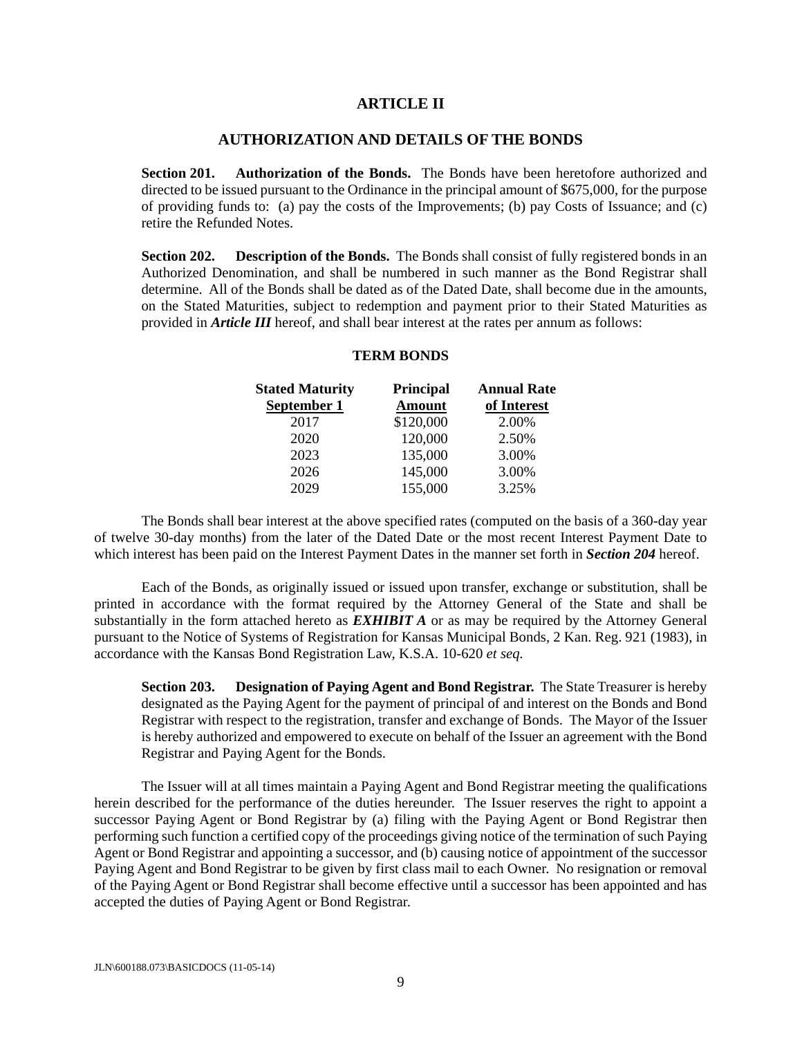# ARTICLE II

## AUTHORIZATION AND DETAILS OF THE BONDS

**Section 201. Authorization of the Bonds.** The Bonds have been heretofore authorized and directed to be issued pursuant to the Ordinance in the principal amount of $675,000, for the purpose of providing funds to: (a) pay the costs of the Improvements; (b) pay Costs of Issuance; and (c) retire the Refunded Notes.

**Section 202. Description of the Bonds.** The Bonds shall consist of fully registered bonds in an Authorized Denomination, and shall be numbered in such manner as the Bond Registrar shall determine. All of the Bonds shall be dated as of the Dated Date, shall become due in the amounts, on the Stated Maturities, subject to redemption and payment prior to their Stated Maturities as provided in ***Article III*** hereof, and shall bear interest at the rates per annum as follows:

**TERM BONDS**

| Stated Maturity September 1 | Principal Amount | Annual Rate of Interest |
|---|---|---|
| 2017 | $120,000 | 2.00% |
| 2020 | 120,000 | 2.50% |
| 2023 | 135,000 | 3.00% |
| 2026 | 145,000 | 3.00% |
| 2029 | 155,000 | 3.25% |

The Bonds shall bear interest at the above specified rates (computed on the basis of a 360-day year of twelve 30-day months) from the later of the Dated Date or the most recent Interest Payment Date to which interest has been paid on the Interest Payment Dates in the manner set forth in ***Section 204*** hereof.

Each of the Bonds, as originally issued or issued upon transfer, exchange or substitution, shall be printed in accordance with the format required by the Attorney General of the State and shall be substantially in the form attached hereto as ***EXHIBIT A*** or as may be required by the Attorney General pursuant to the Notice of Systems of Registration for Kansas Municipal Bonds, 2 Kan. Reg. 921 (1983), in accordance with the Kansas Bond Registration Law, K.S.A. 10-620 *et seq.*

**Section 203. Designation of Paying Agent and Bond Registrar.** The State Treasurer is hereby designated as the Paying Agent for the payment of principal of and interest on the Bonds and Bond Registrar with respect to the registration, transfer and exchange of Bonds. The Mayor of the Issuer is hereby authorized and empowered to execute on behalf of the Issuer an agreement with the Bond Registrar and Paying Agent for the Bonds.

The Issuer will at all times maintain a Paying Agent and Bond Registrar meeting the qualifications herein described for the performance of the duties hereunder. The Issuer reserves the right to appoint a successor Paying Agent or Bond Registrar by (a) filing with the Paying Agent or Bond Registrar then performing such function a certified copy of the proceedings giving notice of the termination of such Paying Agent or Bond Registrar and appointing a successor, and (b) causing notice of appointment of the successor Paying Agent and Bond Registrar to be given by first class mail to each Owner. No resignation or removal of the Paying Agent or Bond Registrar shall become effective until a successor has been appointed and has accepted the duties of Paying Agent or Bond Registrar.

JLN\600188.073\BASICDOCS (11-05-14)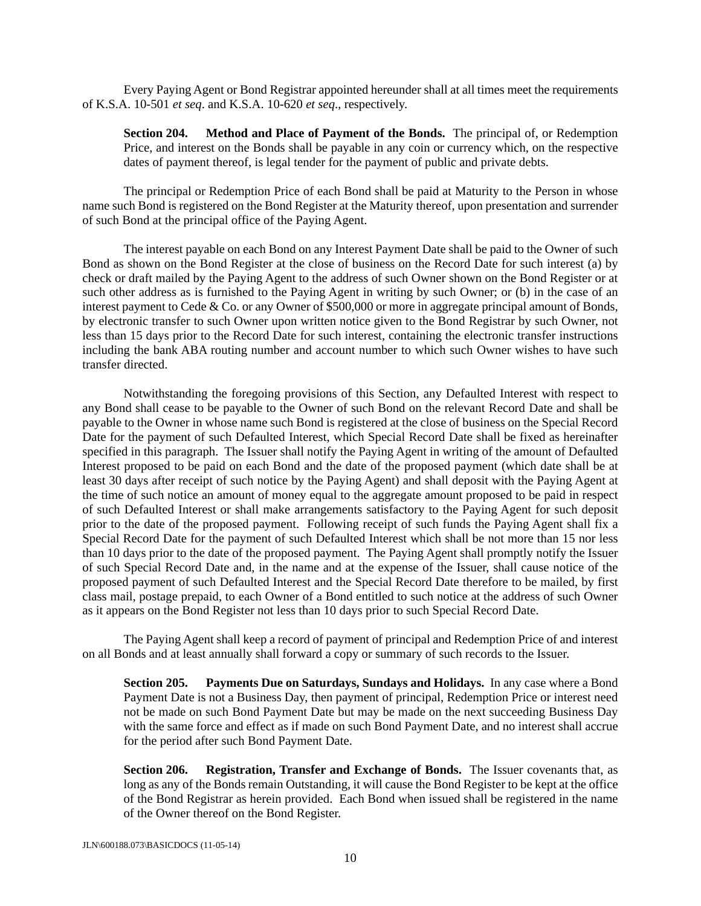Every Paying Agent or Bond Registrar appointed hereunder shall at all times meet the requirements of K.S.A. 10-501 *et seq*. and K.S.A. 10-620 *et seq*., respectively.

**Section 204. Method and Place of Payment of the Bonds.** The principal of, or Redemption Price, and interest on the Bonds shall be payable in any coin or currency which, on the respective dates of payment thereof, is legal tender for the payment of public and private debts.

The principal or Redemption Price of each Bond shall be paid at Maturity to the Person in whose name such Bond is registered on the Bond Register at the Maturity thereof, upon presentation and surrender of such Bond at the principal office of the Paying Agent.

The interest payable on each Bond on any Interest Payment Date shall be paid to the Owner of such Bond as shown on the Bond Register at the close of business on the Record Date for such interest (a) by check or draft mailed by the Paying Agent to the address of such Owner shown on the Bond Register or at such other address as is furnished to the Paying Agent in writing by such Owner; or (b) in the case of an interest payment to Cede & Co. or any Owner of $500,000 or more in aggregate principal amount of Bonds, by electronic transfer to such Owner upon written notice given to the Bond Registrar by such Owner, not less than 15 days prior to the Record Date for such interest, containing the electronic transfer instructions including the bank ABA routing number and account number to which such Owner wishes to have such transfer directed.

Notwithstanding the foregoing provisions of this Section, any Defaulted Interest with respect to any Bond shall cease to be payable to the Owner of such Bond on the relevant Record Date and shall be payable to the Owner in whose name such Bond is registered at the close of business on the Special Record Date for the payment of such Defaulted Interest, which Special Record Date shall be fixed as hereinafter specified in this paragraph. The Issuer shall notify the Paying Agent in writing of the amount of Defaulted Interest proposed to be paid on each Bond and the date of the proposed payment (which date shall be at least 30 days after receipt of such notice by the Paying Agent) and shall deposit with the Paying Agent at the time of such notice an amount of money equal to the aggregate amount proposed to be paid in respect of such Defaulted Interest or shall make arrangements satisfactory to the Paying Agent for such deposit prior to the date of the proposed payment. Following receipt of such funds the Paying Agent shall fix a Special Record Date for the payment of such Defaulted Interest which shall be not more than 15 nor less than 10 days prior to the date of the proposed payment. The Paying Agent shall promptly notify the Issuer of such Special Record Date and, in the name and at the expense of the Issuer, shall cause notice of the proposed payment of such Defaulted Interest and the Special Record Date therefore to be mailed, by first class mail, postage prepaid, to each Owner of a Bond entitled to such notice at the address of such Owner as it appears on the Bond Register not less than 10 days prior to such Special Record Date.

The Paying Agent shall keep a record of payment of principal and Redemption Price of and interest on all Bonds and at least annually shall forward a copy or summary of such records to the Issuer.

**Section 205. Payments Due on Saturdays, Sundays and Holidays.** In any case where a Bond Payment Date is not a Business Day, then payment of principal, Redemption Price or interest need not be made on such Bond Payment Date but may be made on the next succeeding Business Day with the same force and effect as if made on such Bond Payment Date, and no interest shall accrue for the period after such Bond Payment Date.

**Section 206. Registration, Transfer and Exchange of Bonds.** The Issuer covenants that, as long as any of the Bonds remain Outstanding, it will cause the Bond Register to be kept at the office of the Bond Registrar as herein provided. Each Bond when issued shall be registered in the name of the Owner thereof on the Bond Register.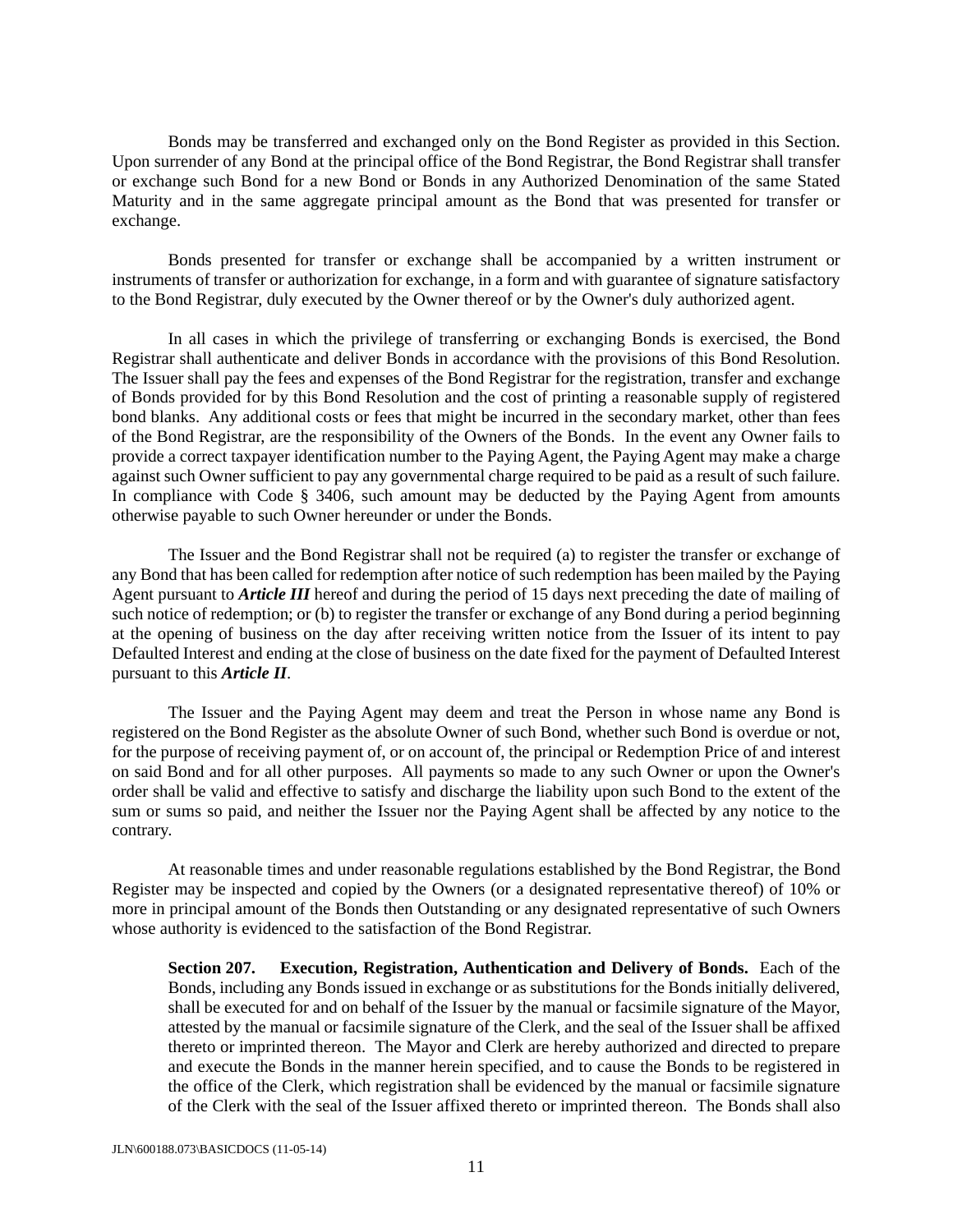Bonds may be transferred and exchanged only on the Bond Register as provided in this Section. Upon surrender of any Bond at the principal office of the Bond Registrar, the Bond Registrar shall transfer or exchange such Bond for a new Bond or Bonds in any Authorized Denomination of the same Stated Maturity and in the same aggregate principal amount as the Bond that was presented for transfer or exchange.

Bonds presented for transfer or exchange shall be accompanied by a written instrument or instruments of transfer or authorization for exchange, in a form and with guarantee of signature satisfactory to the Bond Registrar, duly executed by the Owner thereof or by the Owner's duly authorized agent.

In all cases in which the privilege of transferring or exchanging Bonds is exercised, the Bond Registrar shall authenticate and deliver Bonds in accordance with the provisions of this Bond Resolution. The Issuer shall pay the fees and expenses of the Bond Registrar for the registration, transfer and exchange of Bonds provided for by this Bond Resolution and the cost of printing a reasonable supply of registered bond blanks. Any additional costs or fees that might be incurred in the secondary market, other than fees of the Bond Registrar, are the responsibility of the Owners of the Bonds. In the event any Owner fails to provide a correct taxpayer identification number to the Paying Agent, the Paying Agent may make a charge against such Owner sufficient to pay any governmental charge required to be paid as a result of such failure. In compliance with Code § 3406, such amount may be deducted by the Paying Agent from amounts otherwise payable to such Owner hereunder or under the Bonds.

The Issuer and the Bond Registrar shall not be required (a) to register the transfer or exchange of any Bond that has been called for redemption after notice of such redemption has been mailed by the Paying Agent pursuant to ***Article III*** hereof and during the period of 15 days next preceding the date of mailing of such notice of redemption; or (b) to register the transfer or exchange of any Bond during a period beginning at the opening of business on the day after receiving written notice from the Issuer of its intent to pay Defaulted Interest and ending at the close of business on the date fixed for the payment of Defaulted Interest pursuant to this ***Article II***.

The Issuer and the Paying Agent may deem and treat the Person in whose name any Bond is registered on the Bond Register as the absolute Owner of such Bond, whether such Bond is overdue or not, for the purpose of receiving payment of, or on account of, the principal or Redemption Price of and interest on said Bond and for all other purposes. All payments so made to any such Owner or upon the Owner's order shall be valid and effective to satisfy and discharge the liability upon such Bond to the extent of the sum or sums so paid, and neither the Issuer nor the Paying Agent shall be affected by any notice to the contrary.

At reasonable times and under reasonable regulations established by the Bond Registrar, the Bond Register may be inspected and copied by the Owners (or a designated representative thereof) of 10% or more in principal amount of the Bonds then Outstanding or any designated representative of such Owners whose authority is evidenced to the satisfaction of the Bond Registrar.

**Section 207. Execution, Registration, Authentication and Delivery of Bonds.** Each of the Bonds, including any Bonds issued in exchange or as substitutions for the Bonds initially delivered, shall be executed for and on behalf of the Issuer by the manual or facsimile signature of the Mayor, attested by the manual or facsimile signature of the Clerk, and the seal of the Issuer shall be affixed thereto or imprinted thereon. The Mayor and Clerk are hereby authorized and directed to prepare and execute the Bonds in the manner herein specified, and to cause the Bonds to be registered in the office of the Clerk, which registration shall be evidenced by the manual or facsimile signature of the Clerk with the seal of the Issuer affixed thereto or imprinted thereon. The Bonds shall also

JLN\600188.073\BASICDOCS (11-05-14)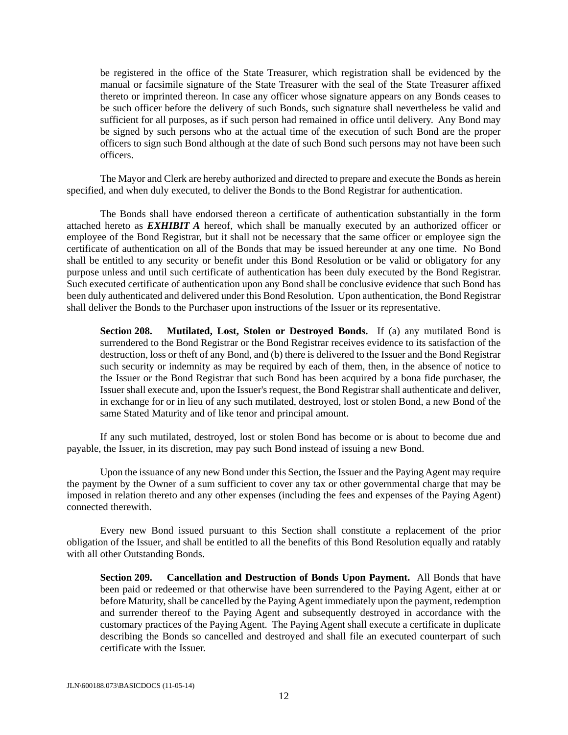be registered in the office of the State Treasurer, which registration shall be evidenced by the manual or facsimile signature of the State Treasurer with the seal of the State Treasurer affixed thereto or imprinted thereon. In case any officer whose signature appears on any Bonds ceases to be such officer before the delivery of such Bonds, such signature shall nevertheless be valid and sufficient for all purposes, as if such person had remained in office until delivery. Any Bond may be signed by such persons who at the actual time of the execution of such Bond are the proper officers to sign such Bond although at the date of such Bond such persons may not have been such officers.

The Mayor and Clerk are hereby authorized and directed to prepare and execute the Bonds as herein specified, and when duly executed, to deliver the Bonds to the Bond Registrar for authentication.

The Bonds shall have endorsed thereon a certificate of authentication substantially in the form attached hereto as ***EXHIBIT A*** hereof, which shall be manually executed by an authorized officer or employee of the Bond Registrar, but it shall not be necessary that the same officer or employee sign the certificate of authentication on all of the Bonds that may be issued hereunder at any one time. No Bond shall be entitled to any security or benefit under this Bond Resolution or be valid or obligatory for any purpose unless and until such certificate of authentication has been duly executed by the Bond Registrar. Such executed certificate of authentication upon any Bond shall be conclusive evidence that such Bond has been duly authenticated and delivered under this Bond Resolution. Upon authentication, the Bond Registrar shall deliver the Bonds to the Purchaser upon instructions of the Issuer or its representative.

**Section 208. Mutilated, Lost, Stolen or Destroyed Bonds.** If (a) any mutilated Bond is surrendered to the Bond Registrar or the Bond Registrar receives evidence to its satisfaction of the destruction, loss or theft of any Bond, and (b) there is delivered to the Issuer and the Bond Registrar such security or indemnity as may be required by each of them, then, in the absence of notice to the Issuer or the Bond Registrar that such Bond has been acquired by a bona fide purchaser, the Issuer shall execute and, upon the Issuer's request, the Bond Registrar shall authenticate and deliver, in exchange for or in lieu of any such mutilated, destroyed, lost or stolen Bond, a new Bond of the same Stated Maturity and of like tenor and principal amount.

If any such mutilated, destroyed, lost or stolen Bond has become or is about to become due and payable, the Issuer, in its discretion, may pay such Bond instead of issuing a new Bond.

Upon the issuance of any new Bond under this Section, the Issuer and the Paying Agent may require the payment by the Owner of a sum sufficient to cover any tax or other governmental charge that may be imposed in relation thereto and any other expenses (including the fees and expenses of the Paying Agent) connected therewith.

Every new Bond issued pursuant to this Section shall constitute a replacement of the prior obligation of the Issuer, and shall be entitled to all the benefits of this Bond Resolution equally and ratably with all other Outstanding Bonds.

**Section 209. Cancellation and Destruction of Bonds Upon Payment.** All Bonds that have been paid or redeemed or that otherwise have been surrendered to the Paying Agent, either at or before Maturity, shall be cancelled by the Paying Agent immediately upon the payment, redemption and surrender thereof to the Paying Agent and subsequently destroyed in accordance with the customary practices of the Paying Agent. The Paying Agent shall execute a certificate in duplicate describing the Bonds so cancelled and destroyed and shall file an executed counterpart of such certificate with the Issuer.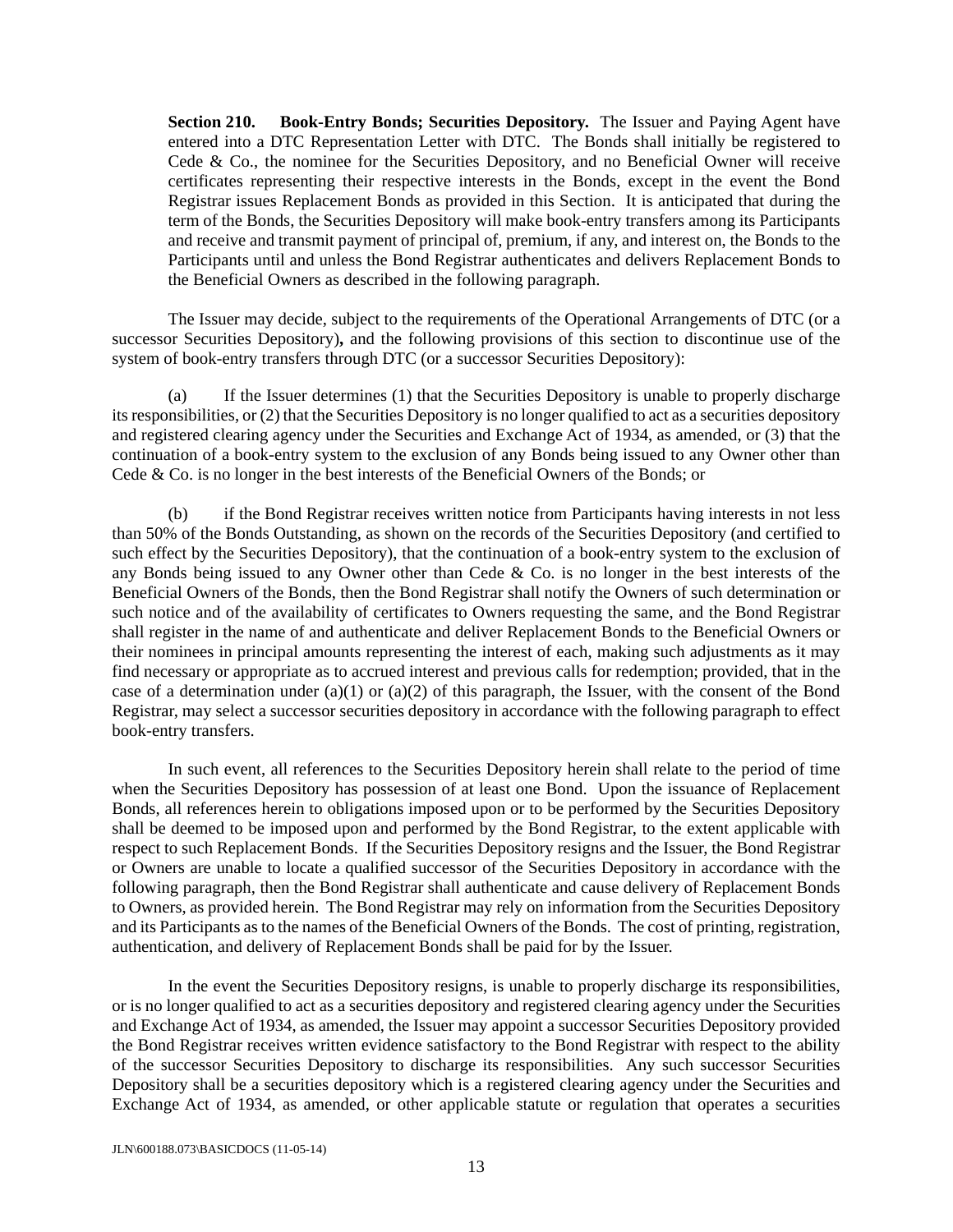**Section 210. Book-Entry Bonds; Securities Depository.** The Issuer and Paying Agent have entered into a DTC Representation Letter with DTC. The Bonds shall initially be registered to Cede & Co., the nominee for the Securities Depository, and no Beneficial Owner will receive certificates representing their respective interests in the Bonds, except in the event the Bond Registrar issues Replacement Bonds as provided in this Section. It is anticipated that during the term of the Bonds, the Securities Depository will make book-entry transfers among its Participants and receive and transmit payment of principal of, premium, if any, and interest on, the Bonds to the Participants until and unless the Bond Registrar authenticates and delivers Replacement Bonds to the Beneficial Owners as described in the following paragraph.

The Issuer may decide, subject to the requirements of the Operational Arrangements of DTC (or a successor Securities Depository)**,** and the following provisions of this section to discontinue use of the system of book-entry transfers through DTC (or a successor Securities Depository):

(a) If the Issuer determines (1) that the Securities Depository is unable to properly discharge its responsibilities, or (2) that the Securities Depository is no longer qualified to act as a securities depository and registered clearing agency under the Securities and Exchange Act of 1934, as amended, or (3) that the continuation of a book-entry system to the exclusion of any Bonds being issued to any Owner other than Cede & Co. is no longer in the best interests of the Beneficial Owners of the Bonds; or

(b) if the Bond Registrar receives written notice from Participants having interests in not less than 50% of the Bonds Outstanding, as shown on the records of the Securities Depository (and certified to such effect by the Securities Depository), that the continuation of a book-entry system to the exclusion of any Bonds being issued to any Owner other than Cede & Co. is no longer in the best interests of the Beneficial Owners of the Bonds, then the Bond Registrar shall notify the Owners of such determination or such notice and of the availability of certificates to Owners requesting the same, and the Bond Registrar shall register in the name of and authenticate and deliver Replacement Bonds to the Beneficial Owners or their nominees in principal amounts representing the interest of each, making such adjustments as it may find necessary or appropriate as to accrued interest and previous calls for redemption; provided, that in the case of a determination under (a)(1) or (a)(2) of this paragraph, the Issuer, with the consent of the Bond Registrar, may select a successor securities depository in accordance with the following paragraph to effect book-entry transfers.

In such event, all references to the Securities Depository herein shall relate to the period of time when the Securities Depository has possession of at least one Bond. Upon the issuance of Replacement Bonds, all references herein to obligations imposed upon or to be performed by the Securities Depository shall be deemed to be imposed upon and performed by the Bond Registrar, to the extent applicable with respect to such Replacement Bonds. If the Securities Depository resigns and the Issuer, the Bond Registrar or Owners are unable to locate a qualified successor of the Securities Depository in accordance with the following paragraph, then the Bond Registrar shall authenticate and cause delivery of Replacement Bonds to Owners, as provided herein. The Bond Registrar may rely on information from the Securities Depository and its Participants as to the names of the Beneficial Owners of the Bonds. The cost of printing, registration, authentication, and delivery of Replacement Bonds shall be paid for by the Issuer.

In the event the Securities Depository resigns, is unable to properly discharge its responsibilities, or is no longer qualified to act as a securities depository and registered clearing agency under the Securities and Exchange Act of 1934, as amended, the Issuer may appoint a successor Securities Depository provided the Bond Registrar receives written evidence satisfactory to the Bond Registrar with respect to the ability of the successor Securities Depository to discharge its responsibilities. Any such successor Securities Depository shall be a securities depository which is a registered clearing agency under the Securities and Exchange Act of 1934, as amended, or other applicable statute or regulation that operates a securities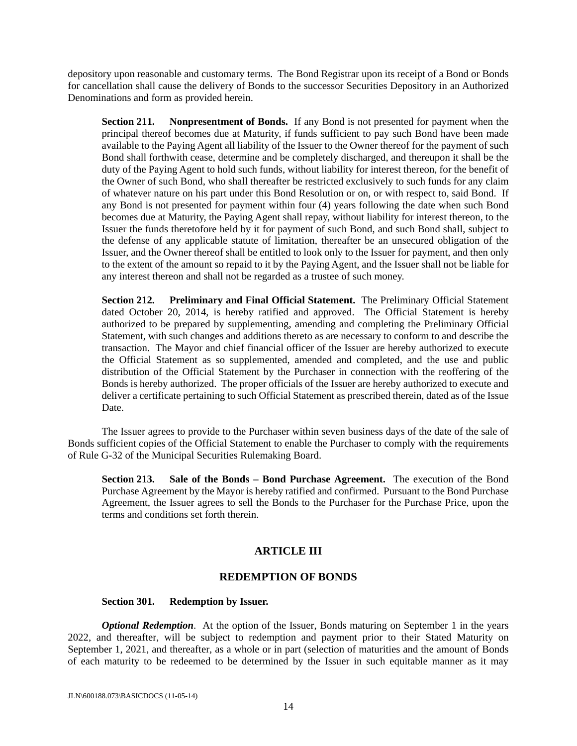depository upon reasonable and customary terms. The Bond Registrar upon its receipt of a Bond or Bonds for cancellation shall cause the delivery of Bonds to the successor Securities Depository in an Authorized Denominations and form as provided herein.

**Section 211. Nonpresentment of Bonds.** If any Bond is not presented for payment when the principal thereof becomes due at Maturity, if funds sufficient to pay such Bond have been made available to the Paying Agent all liability of the Issuer to the Owner thereof for the payment of such Bond shall forthwith cease, determine and be completely discharged, and thereupon it shall be the duty of the Paying Agent to hold such funds, without liability for interest thereon, for the benefit of the Owner of such Bond, who shall thereafter be restricted exclusively to such funds for any claim of whatever nature on his part under this Bond Resolution or on, or with respect to, said Bond. If any Bond is not presented for payment within four (4) years following the date when such Bond becomes due at Maturity, the Paying Agent shall repay, without liability for interest thereon, to the Issuer the funds theretofore held by it for payment of such Bond, and such Bond shall, subject to the defense of any applicable statute of limitation, thereafter be an unsecured obligation of the Issuer, and the Owner thereof shall be entitled to look only to the Issuer for payment, and then only to the extent of the amount so repaid to it by the Paying Agent, and the Issuer shall not be liable for any interest thereon and shall not be regarded as a trustee of such money.

**Section 212. Preliminary and Final Official Statement.** The Preliminary Official Statement dated October 20, 2014, is hereby ratified and approved. The Official Statement is hereby authorized to be prepared by supplementing, amending and completing the Preliminary Official Statement, with such changes and additions thereto as are necessary to conform to and describe the transaction. The Mayor and chief financial officer of the Issuer are hereby authorized to execute the Official Statement as so supplemented, amended and completed, and the use and public distribution of the Official Statement by the Purchaser in connection with the reoffering of the Bonds is hereby authorized. The proper officials of the Issuer are hereby authorized to execute and deliver a certificate pertaining to such Official Statement as prescribed therein, dated as of the Issue Date.

The Issuer agrees to provide to the Purchaser within seven business days of the date of the sale of Bonds sufficient copies of the Official Statement to enable the Purchaser to comply with the requirements of Rule G-32 of the Municipal Securities Rulemaking Board.

**Section 213. Sale of the Bonds – Bond Purchase Agreement.** The execution of the Bond Purchase Agreement by the Mayor is hereby ratified and confirmed. Pursuant to the Bond Purchase Agreement, the Issuer agrees to sell the Bonds to the Purchaser for the Purchase Price, upon the terms and conditions set forth therein.

## ARTICLE III

## REDEMPTION OF BONDS

**Section 301. Redemption by Issuer.**

***Optional Redemption***. At the option of the Issuer, Bonds maturing on September 1 in the years 2022, and thereafter, will be subject to redemption and payment prior to their Stated Maturity on September 1, 2021, and thereafter, as a whole or in part (selection of maturities and the amount of Bonds of each maturity to be redeemed to be determined by the Issuer in such equitable manner as it may

JLN\600188.073\BASICDOCS (11-05-14)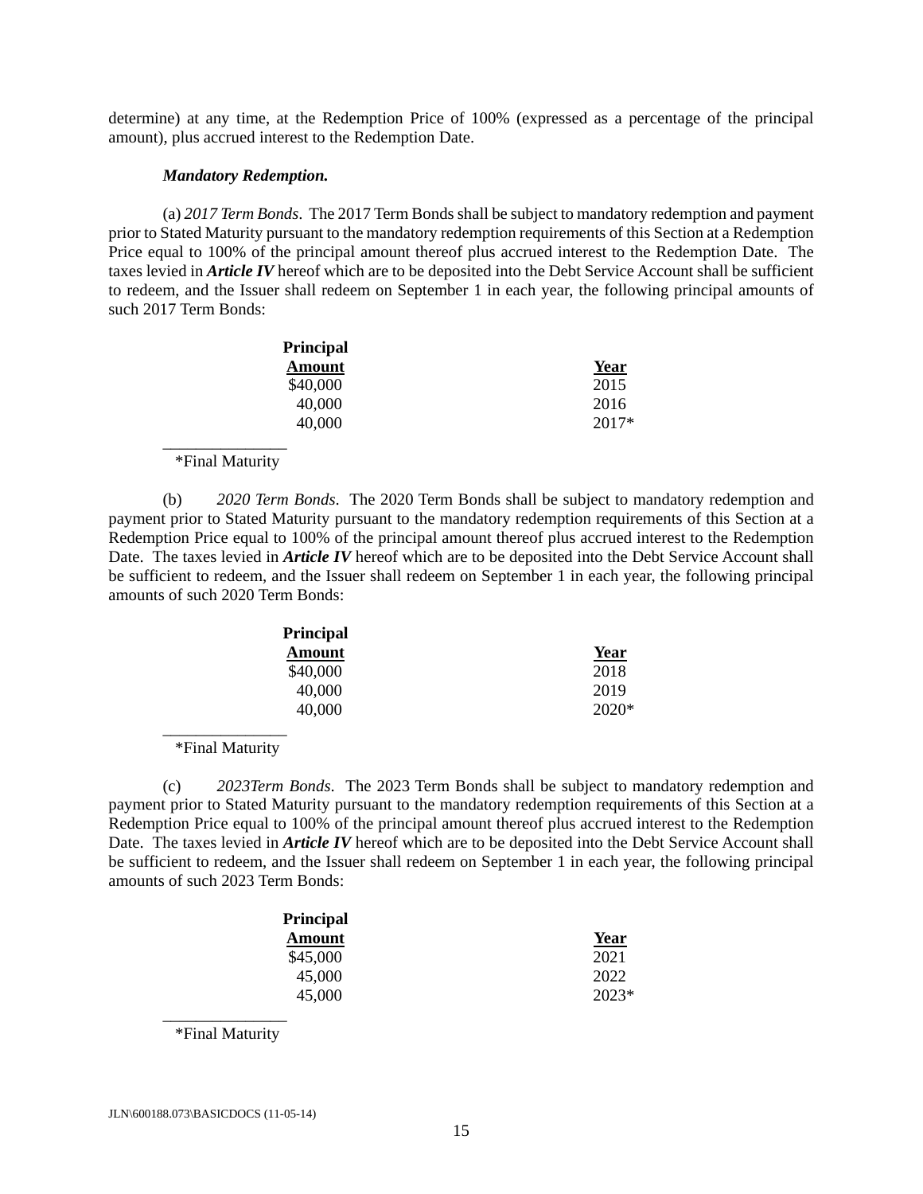determine) at any time, at the Redemption Price of 100% (expressed as a percentage of the principal amount), plus accrued interest to the Redemption Date.

***Mandatory Redemption.***

(a) *2017 Term Bonds*. The 2017 Term Bonds shall be subject to mandatory redemption and payment prior to Stated Maturity pursuant to the mandatory redemption requirements of this Section at a Redemption Price equal to 100% of the principal amount thereof plus accrued interest to the Redemption Date. The taxes levied in ***Article IV*** hereof which are to be deposited into the Debt Service Account shall be sufficient to redeem, and the Issuer shall redeem on September 1 in each year, the following principal amounts of such 2017 Term Bonds:

| Principal Amount | Year |
|---|---|
| $40,000 | 2015 |
| 40,000 | 2016 |
| 40,000 | 2017* |

*Final Maturity

(b) *2020 Term Bonds*. The 2020 Term Bonds shall be subject to mandatory redemption and payment prior to Stated Maturity pursuant to the mandatory redemption requirements of this Section at a Redemption Price equal to 100% of the principal amount thereof plus accrued interest to the Redemption Date. The taxes levied in ***Article IV*** hereof which are to be deposited into the Debt Service Account shall be sufficient to redeem, and the Issuer shall redeem on September 1 in each year, the following principal amounts of such 2020 Term Bonds:

| Principal Amount | Year |
|---|---|
| $40,000 | 2018 |
| 40,000 | 2019 |
| 40,000 | 2020* |

*Final Maturity

(c) *2023Term Bonds*. The 2023 Term Bonds shall be subject to mandatory redemption and payment prior to Stated Maturity pursuant to the mandatory redemption requirements of this Section at a Redemption Price equal to 100% of the principal amount thereof plus accrued interest to the Redemption Date. The taxes levied in ***Article IV*** hereof which are to be deposited into the Debt Service Account shall be sufficient to redeem, and the Issuer shall redeem on September 1 in each year, the following principal amounts of such 2023 Term Bonds:

| Principal Amount | Year |
|---|---|
| $45,000 | 2021 |
| 45,000 | 2022 |
| 45,000 | 2023* |

*Final Maturity

JLN\600188.073\BASICDOCS (11-05-14)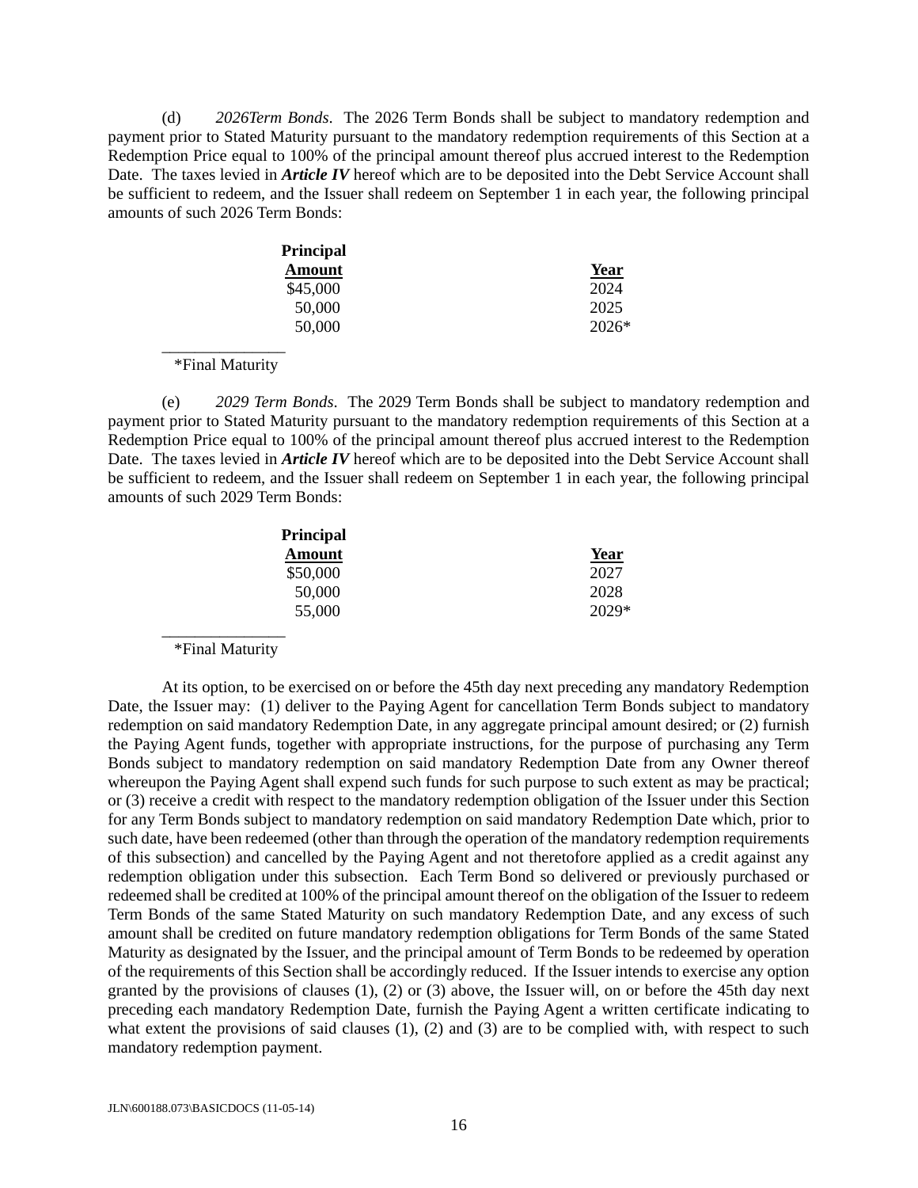(d) *2026Term Bonds*. The 2026 Term Bonds shall be subject to mandatory redemption and payment prior to Stated Maturity pursuant to the mandatory redemption requirements of this Section at a Redemption Price equal to 100% of the principal amount thereof plus accrued interest to the Redemption Date. The taxes levied in ***Article IV*** hereof which are to be deposited into the Debt Service Account shall be sufficient to redeem, and the Issuer shall redeem on September 1 in each year, the following principal amounts of such 2026 Term Bonds:

| **Principal Amount** | **Year** |
|---|---|
| $45,000 | 2024 |
| 50,000 | 2025 |
| 50,000 | 2026* |

_______________
*Final Maturity

(e) *2029 Term Bonds*. The 2029 Term Bonds shall be subject to mandatory redemption and payment prior to Stated Maturity pursuant to the mandatory redemption requirements of this Section at a Redemption Price equal to 100% of the principal amount thereof plus accrued interest to the Redemption Date. The taxes levied in ***Article IV*** hereof which are to be deposited into the Debt Service Account shall be sufficient to redeem, and the Issuer shall redeem on September 1 in each year, the following principal amounts of such 2029 Term Bonds:

| **Principal Amount** | **Year** |
|---|---|
| $50,000 | 2027 |
| 50,000 | 2028 |
| 55,000 | 2029* |

_______________
*Final Maturity

At its option, to be exercised on or before the 45th day next preceding any mandatory Redemption Date, the Issuer may: (1) deliver to the Paying Agent for cancellation Term Bonds subject to mandatory redemption on said mandatory Redemption Date, in any aggregate principal amount desired; or (2) furnish the Paying Agent funds, together with appropriate instructions, for the purpose of purchasing any Term Bonds subject to mandatory redemption on said mandatory Redemption Date from any Owner thereof whereupon the Paying Agent shall expend such funds for such purpose to such extent as may be practical; or (3) receive a credit with respect to the mandatory redemption obligation of the Issuer under this Section for any Term Bonds subject to mandatory redemption on said mandatory Redemption Date which, prior to such date, have been redeemed (other than through the operation of the mandatory redemption requirements of this subsection) and cancelled by the Paying Agent and not theretofore applied as a credit against any redemption obligation under this subsection. Each Term Bond so delivered or previously purchased or redeemed shall be credited at 100% of the principal amount thereof on the obligation of the Issuer to redeem Term Bonds of the same Stated Maturity on such mandatory Redemption Date, and any excess of such amount shall be credited on future mandatory redemption obligations for Term Bonds of the same Stated Maturity as designated by the Issuer, and the principal amount of Term Bonds to be redeemed by operation of the requirements of this Section shall be accordingly reduced. If the Issuer intends to exercise any option granted by the provisions of clauses (1), (2) or (3) above, the Issuer will, on or before the 45th day next preceding each mandatory Redemption Date, furnish the Paying Agent a written certificate indicating to what extent the provisions of said clauses (1), (2) and (3) are to be complied with, with respect to such mandatory redemption payment.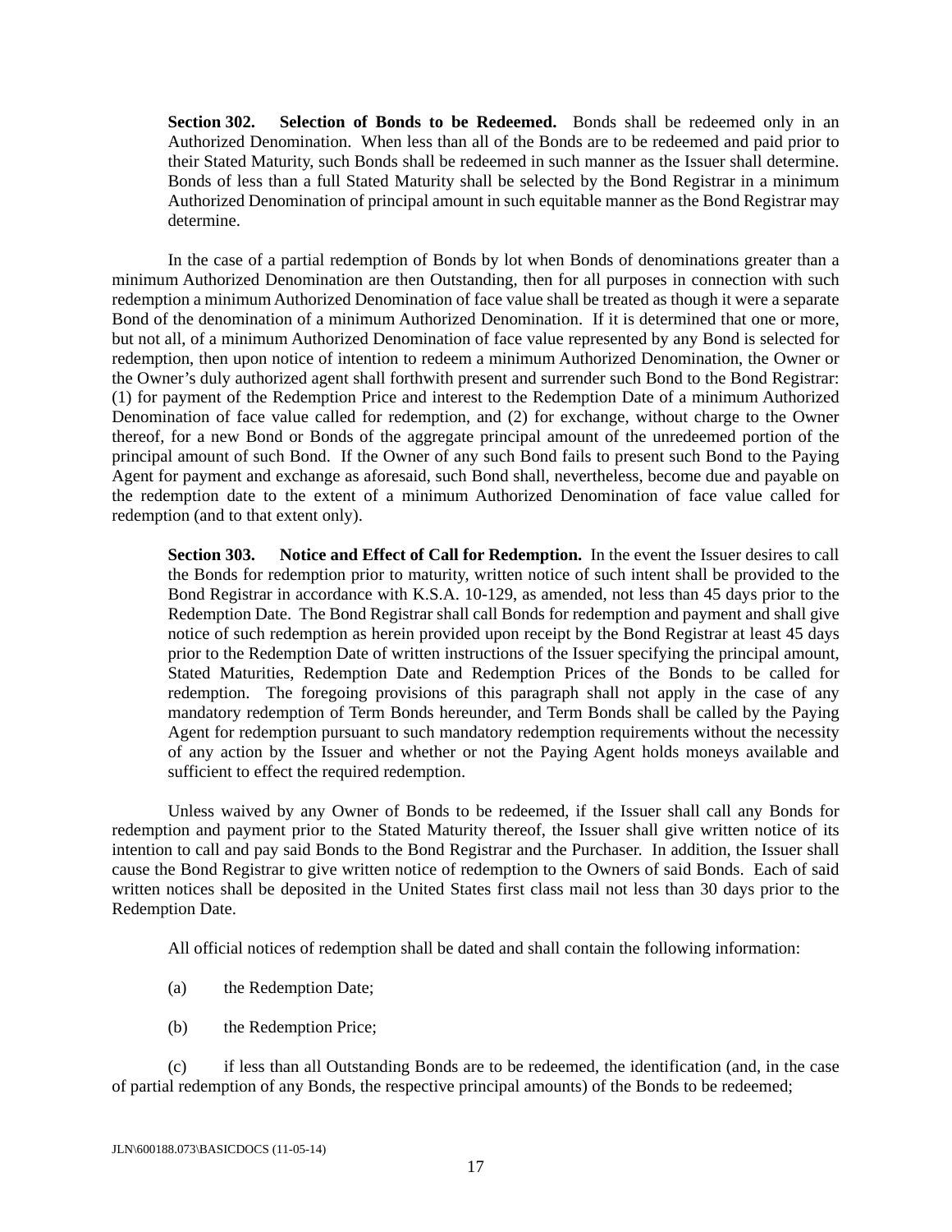**Section 302. Selection of Bonds to be Redeemed.** Bonds shall be redeemed only in an Authorized Denomination. When less than all of the Bonds are to be redeemed and paid prior to their Stated Maturity, such Bonds shall be redeemed in such manner as the Issuer shall determine. Bonds of less than a full Stated Maturity shall be selected by the Bond Registrar in a minimum Authorized Denomination of principal amount in such equitable manner as the Bond Registrar may determine.

In the case of a partial redemption of Bonds by lot when Bonds of denominations greater than a minimum Authorized Denomination are then Outstanding, then for all purposes in connection with such redemption a minimum Authorized Denomination of face value shall be treated as though it were a separate Bond of the denomination of a minimum Authorized Denomination. If it is determined that one or more, but not all, of a minimum Authorized Denomination of face value represented by any Bond is selected for redemption, then upon notice of intention to redeem a minimum Authorized Denomination, the Owner or the Owner's duly authorized agent shall forthwith present and surrender such Bond to the Bond Registrar: (1) for payment of the Redemption Price and interest to the Redemption Date of a minimum Authorized Denomination of face value called for redemption, and (2) for exchange, without charge to the Owner thereof, for a new Bond or Bonds of the aggregate principal amount of the unredeemed portion of the principal amount of such Bond. If the Owner of any such Bond fails to present such Bond to the Paying Agent for payment and exchange as aforesaid, such Bond shall, nevertheless, become due and payable on the redemption date to the extent of a minimum Authorized Denomination of face value called for redemption (and to that extent only).

**Section 303. Notice and Effect of Call for Redemption.** In the event the Issuer desires to call the Bonds for redemption prior to maturity, written notice of such intent shall be provided to the Bond Registrar in accordance with K.S.A. 10-129, as amended, not less than 45 days prior to the Redemption Date. The Bond Registrar shall call Bonds for redemption and payment and shall give notice of such redemption as herein provided upon receipt by the Bond Registrar at least 45 days prior to the Redemption Date of written instructions of the Issuer specifying the principal amount, Stated Maturities, Redemption Date and Redemption Prices of the Bonds to be called for redemption. The foregoing provisions of this paragraph shall not apply in the case of any mandatory redemption of Term Bonds hereunder, and Term Bonds shall be called by the Paying Agent for redemption pursuant to such mandatory redemption requirements without the necessity of any action by the Issuer and whether or not the Paying Agent holds moneys available and sufficient to effect the required redemption.

Unless waived by any Owner of Bonds to be redeemed, if the Issuer shall call any Bonds for redemption and payment prior to the Stated Maturity thereof, the Issuer shall give written notice of its intention to call and pay said Bonds to the Bond Registrar and the Purchaser. In addition, the Issuer shall cause the Bond Registrar to give written notice of redemption to the Owners of said Bonds. Each of said written notices shall be deposited in the United States first class mail not less than 30 days prior to the Redemption Date.

All official notices of redemption shall be dated and shall contain the following information:

(a) the Redemption Date;

(b) the Redemption Price;

(c) if less than all Outstanding Bonds are to be redeemed, the identification (and, in the case of partial redemption of any Bonds, the respective principal amounts) of the Bonds to be redeemed;

JLN\600188.073\BASICDOCS (11-05-14)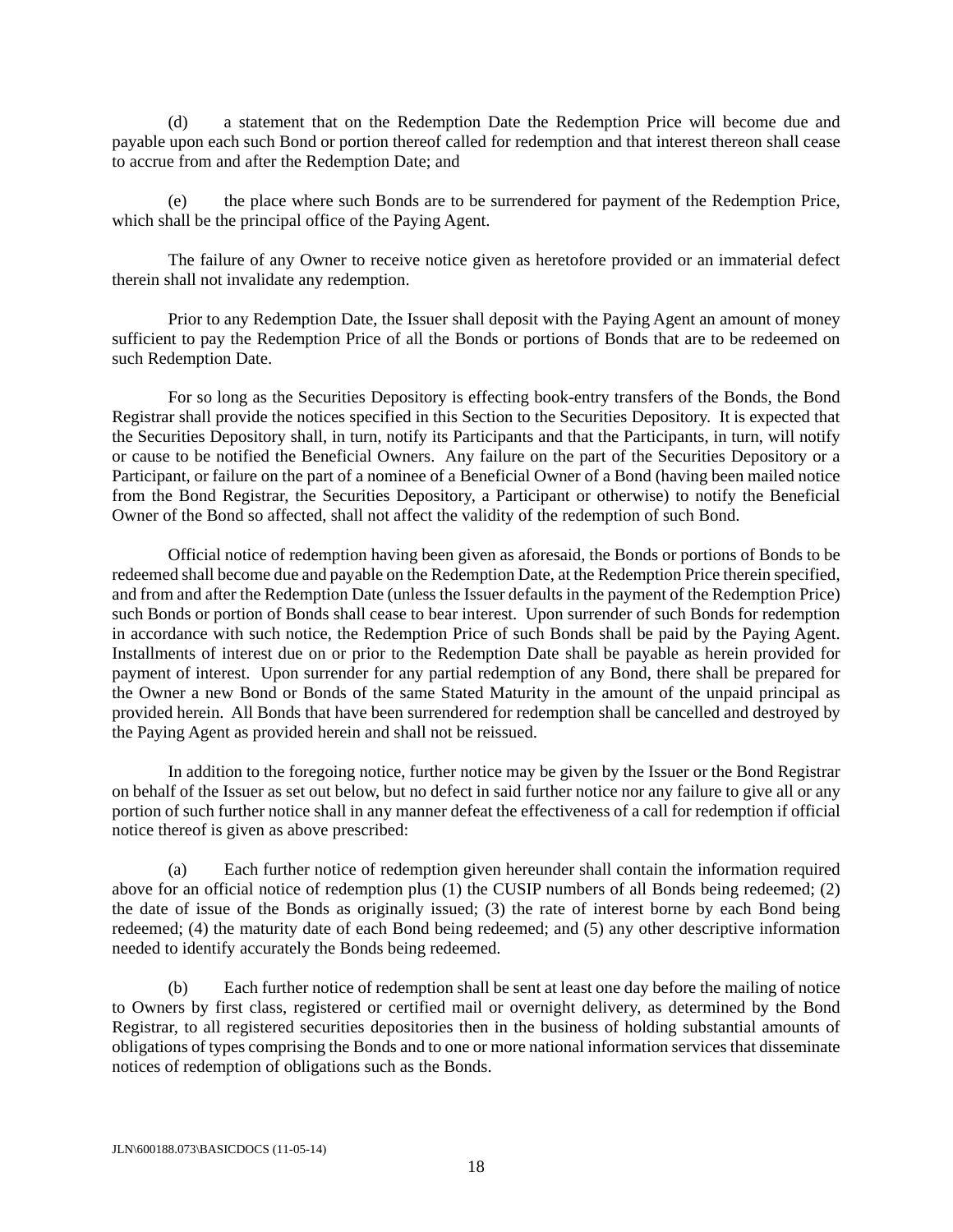(d) a statement that on the Redemption Date the Redemption Price will become due and payable upon each such Bond or portion thereof called for redemption and that interest thereon shall cease to accrue from and after the Redemption Date; and

(e) the place where such Bonds are to be surrendered for payment of the Redemption Price, which shall be the principal office of the Paying Agent.

The failure of any Owner to receive notice given as heretofore provided or an immaterial defect therein shall not invalidate any redemption.

Prior to any Redemption Date, the Issuer shall deposit with the Paying Agent an amount of money sufficient to pay the Redemption Price of all the Bonds or portions of Bonds that are to be redeemed on such Redemption Date.

For so long as the Securities Depository is effecting book-entry transfers of the Bonds, the Bond Registrar shall provide the notices specified in this Section to the Securities Depository. It is expected that the Securities Depository shall, in turn, notify its Participants and that the Participants, in turn, will notify or cause to be notified the Beneficial Owners. Any failure on the part of the Securities Depository or a Participant, or failure on the part of a nominee of a Beneficial Owner of a Bond (having been mailed notice from the Bond Registrar, the Securities Depository, a Participant or otherwise) to notify the Beneficial Owner of the Bond so affected, shall not affect the validity of the redemption of such Bond.

Official notice of redemption having been given as aforesaid, the Bonds or portions of Bonds to be redeemed shall become due and payable on the Redemption Date, at the Redemption Price therein specified, and from and after the Redemption Date (unless the Issuer defaults in the payment of the Redemption Price) such Bonds or portion of Bonds shall cease to bear interest. Upon surrender of such Bonds for redemption in accordance with such notice, the Redemption Price of such Bonds shall be paid by the Paying Agent. Installments of interest due on or prior to the Redemption Date shall be payable as herein provided for payment of interest. Upon surrender for any partial redemption of any Bond, there shall be prepared for the Owner a new Bond or Bonds of the same Stated Maturity in the amount of the unpaid principal as provided herein. All Bonds that have been surrendered for redemption shall be cancelled and destroyed by the Paying Agent as provided herein and shall not be reissued.

In addition to the foregoing notice, further notice may be given by the Issuer or the Bond Registrar on behalf of the Issuer as set out below, but no defect in said further notice nor any failure to give all or any portion of such further notice shall in any manner defeat the effectiveness of a call for redemption if official notice thereof is given as above prescribed:

(a) Each further notice of redemption given hereunder shall contain the information required above for an official notice of redemption plus (1) the CUSIP numbers of all Bonds being redeemed; (2) the date of issue of the Bonds as originally issued; (3) the rate of interest borne by each Bond being redeemed; (4) the maturity date of each Bond being redeemed; and (5) any other descriptive information needed to identify accurately the Bonds being redeemed.

(b) Each further notice of redemption shall be sent at least one day before the mailing of notice to Owners by first class, registered or certified mail or overnight delivery, as determined by the Bond Registrar, to all registered securities depositories then in the business of holding substantial amounts of obligations of types comprising the Bonds and to one or more national information services that disseminate notices of redemption of obligations such as the Bonds.

JLN\600188.073\BASICDOCS (11-05-14)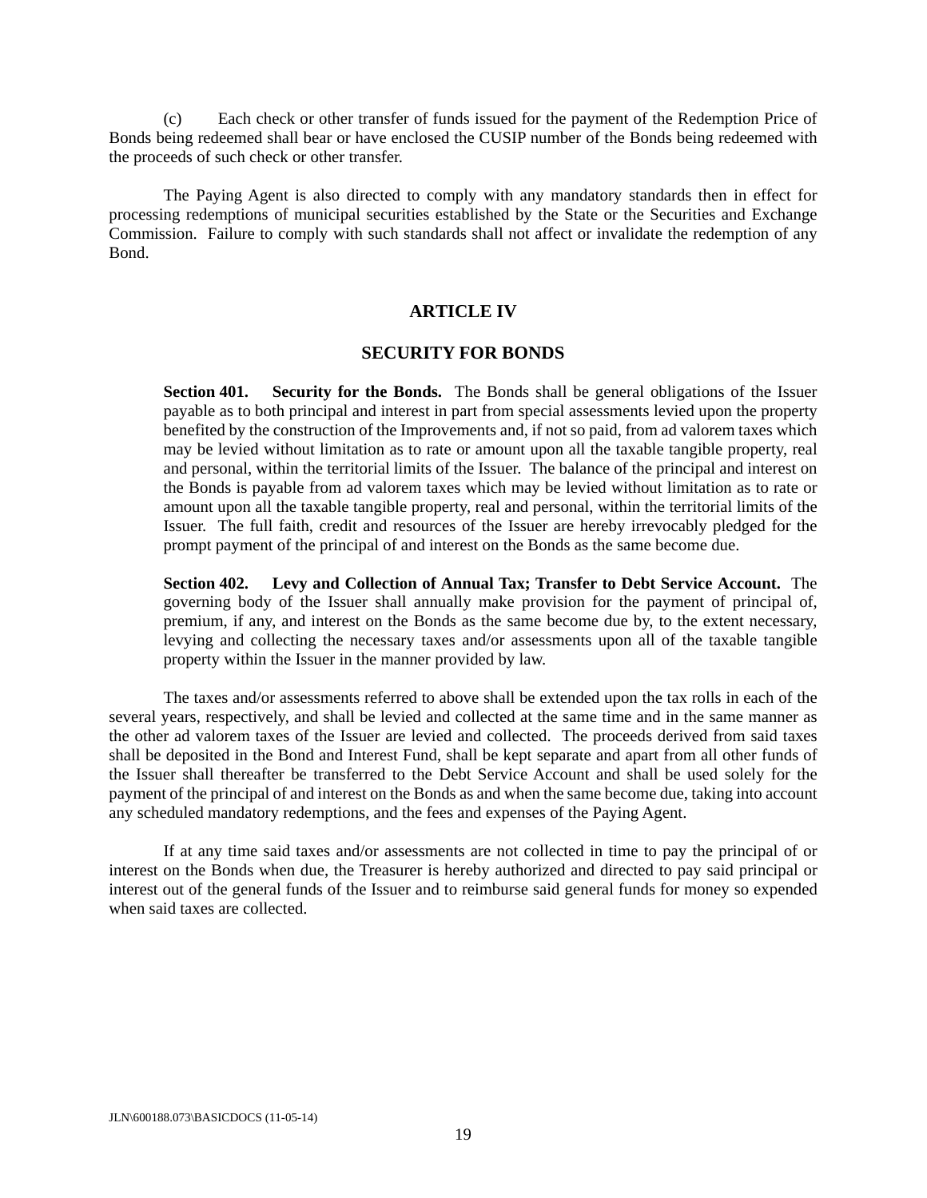(c) Each check or other transfer of funds issued for the payment of the Redemption Price of Bonds being redeemed shall bear or have enclosed the CUSIP number of the Bonds being redeemed with the proceeds of such check or other transfer.

The Paying Agent is also directed to comply with any mandatory standards then in effect for processing redemptions of municipal securities established by the State or the Securities and Exchange Commission. Failure to comply with such standards shall not affect or invalidate the redemption of any Bond.

## ARTICLE IV

## SECURITY FOR BONDS

**Section 401. Security for the Bonds.** The Bonds shall be general obligations of the Issuer payable as to both principal and interest in part from special assessments levied upon the property benefited by the construction of the Improvements and, if not so paid, from ad valorem taxes which may be levied without limitation as to rate or amount upon all the taxable tangible property, real and personal, within the territorial limits of the Issuer. The balance of the principal and interest on the Bonds is payable from ad valorem taxes which may be levied without limitation as to rate or amount upon all the taxable tangible property, real and personal, within the territorial limits of the Issuer. The full faith, credit and resources of the Issuer are hereby irrevocably pledged for the prompt payment of the principal of and interest on the Bonds as the same become due.

**Section 402. Levy and Collection of Annual Tax; Transfer to Debt Service Account.** The governing body of the Issuer shall annually make provision for the payment of principal of, premium, if any, and interest on the Bonds as the same become due by, to the extent necessary, levying and collecting the necessary taxes and/or assessments upon all of the taxable tangible property within the Issuer in the manner provided by law.

The taxes and/or assessments referred to above shall be extended upon the tax rolls in each of the several years, respectively, and shall be levied and collected at the same time and in the same manner as the other ad valorem taxes of the Issuer are levied and collected. The proceeds derived from said taxes shall be deposited in the Bond and Interest Fund, shall be kept separate and apart from all other funds of the Issuer shall thereafter be transferred to the Debt Service Account and shall be used solely for the payment of the principal of and interest on the Bonds as and when the same become due, taking into account any scheduled mandatory redemptions, and the fees and expenses of the Paying Agent.

If at any time said taxes and/or assessments are not collected in time to pay the principal of or interest on the Bonds when due, the Treasurer is hereby authorized and directed to pay said principal or interest out of the general funds of the Issuer and to reimburse said general funds for money so expended when said taxes are collected.

JLN\600188.073\BASICDOCS (11-05-14)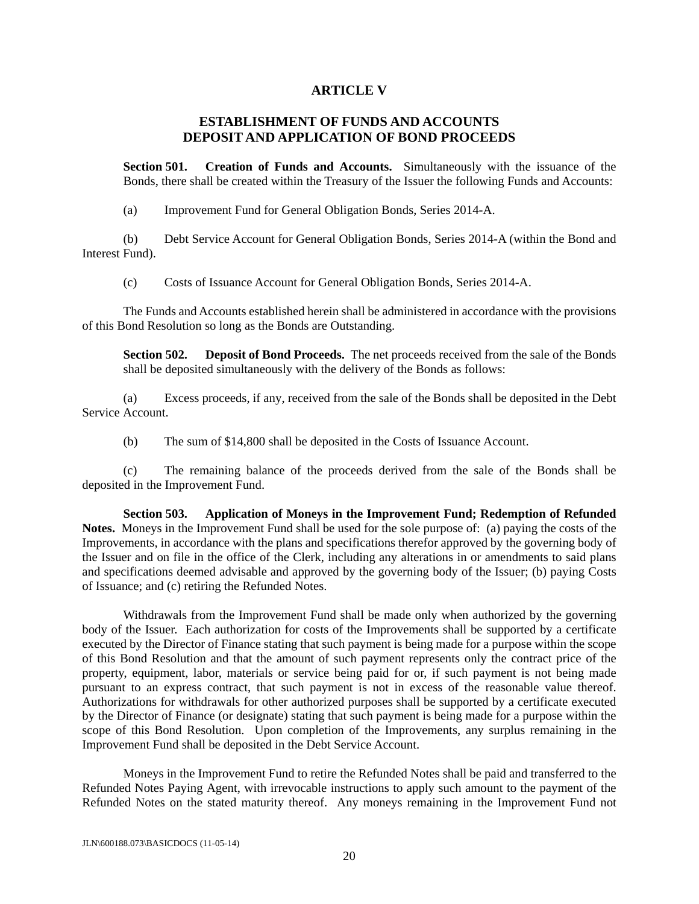# ARTICLE V

## ESTABLISHMENT OF FUNDS AND ACCOUNTS DEPOSIT AND APPLICATION OF BOND PROCEEDS

**Section 501. Creation of Funds and Accounts.** Simultaneously with the issuance of the Bonds, there shall be created within the Treasury of the Issuer the following Funds and Accounts:

(a) Improvement Fund for General Obligation Bonds, Series 2014-A.

(b) Debt Service Account for General Obligation Bonds, Series 2014-A (within the Bond and Interest Fund).

(c) Costs of Issuance Account for General Obligation Bonds, Series 2014-A.

The Funds and Accounts established herein shall be administered in accordance with the provisions of this Bond Resolution so long as the Bonds are Outstanding.

**Section 502. Deposit of Bond Proceeds.** The net proceeds received from the sale of the Bonds shall be deposited simultaneously with the delivery of the Bonds as follows:

(a) Excess proceeds, if any, received from the sale of the Bonds shall be deposited in the Debt Service Account.

(b) The sum of $14,800 shall be deposited in the Costs of Issuance Account.

(c) The remaining balance of the proceeds derived from the sale of the Bonds shall be deposited in the Improvement Fund.

**Section 503. Application of Moneys in the Improvement Fund; Redemption of Refunded Notes.** Moneys in the Improvement Fund shall be used for the sole purpose of: (a) paying the costs of the Improvements, in accordance with the plans and specifications therefor approved by the governing body of the Issuer and on file in the office of the Clerk, including any alterations in or amendments to said plans and specifications deemed advisable and approved by the governing body of the Issuer; (b) paying Costs of Issuance; and (c) retiring the Refunded Notes.

Withdrawals from the Improvement Fund shall be made only when authorized by the governing body of the Issuer. Each authorization for costs of the Improvements shall be supported by a certificate executed by the Director of Finance stating that such payment is being made for a purpose within the scope of this Bond Resolution and that the amount of such payment represents only the contract price of the property, equipment, labor, materials or service being paid for or, if such payment is not being made pursuant to an express contract, that such payment is not in excess of the reasonable value thereof. Authorizations for withdrawals for other authorized purposes shall be supported by a certificate executed by the Director of Finance (or designate) stating that such payment is being made for a purpose within the scope of this Bond Resolution. Upon completion of the Improvements, any surplus remaining in the Improvement Fund shall be deposited in the Debt Service Account.

Moneys in the Improvement Fund to retire the Refunded Notes shall be paid and transferred to the Refunded Notes Paying Agent, with irrevocable instructions to apply such amount to the payment of the Refunded Notes on the stated maturity thereof. Any moneys remaining in the Improvement Fund not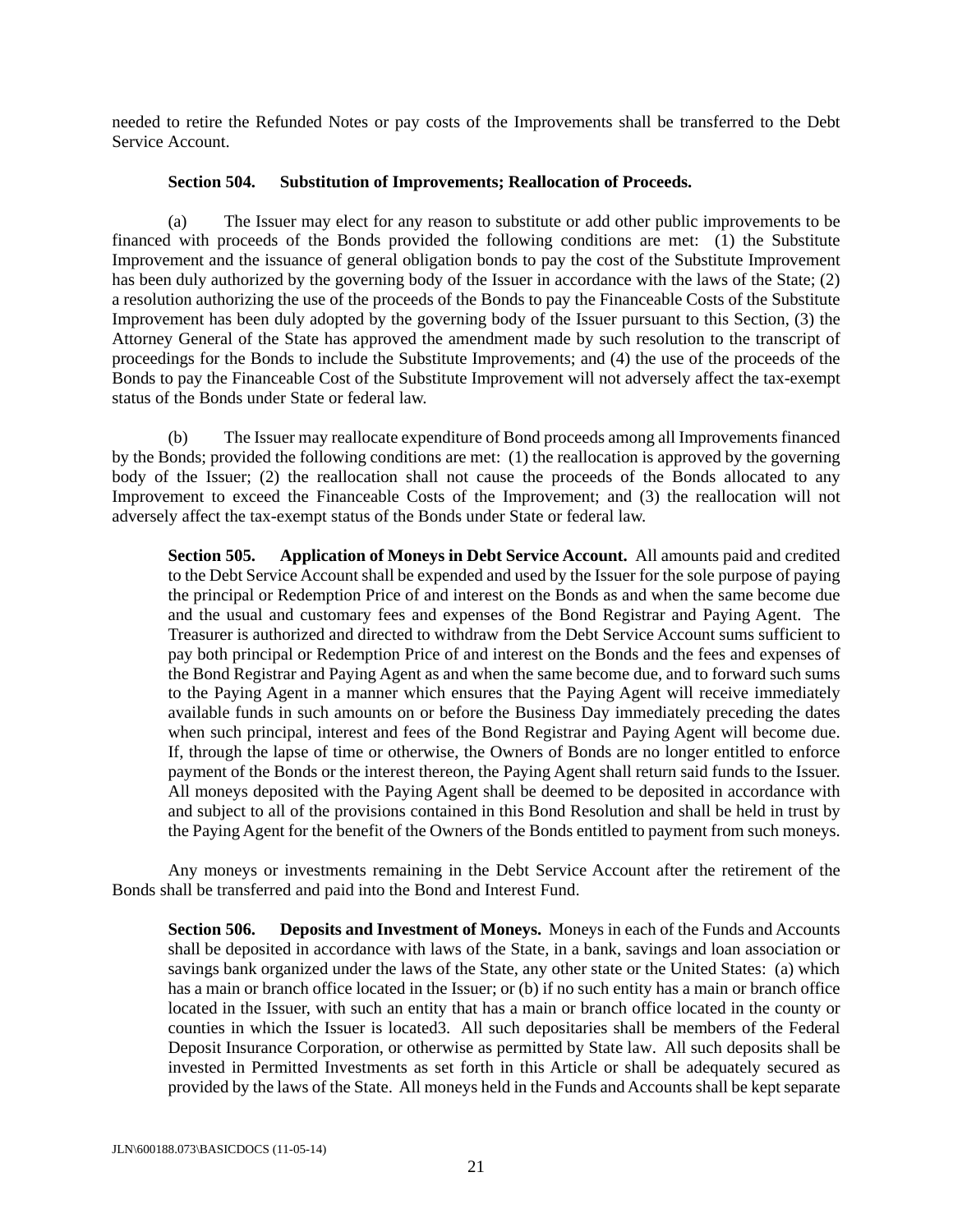needed to retire the Refunded Notes or pay costs of the Improvements shall be transferred to the Debt Service Account.

**Section 504. Substitution of Improvements; Reallocation of Proceeds.**

(a) The Issuer may elect for any reason to substitute or add other public improvements to be financed with proceeds of the Bonds provided the following conditions are met: (1) the Substitute Improvement and the issuance of general obligation bonds to pay the cost of the Substitute Improvement has been duly authorized by the governing body of the Issuer in accordance with the laws of the State; (2) a resolution authorizing the use of the proceeds of the Bonds to pay the Financeable Costs of the Substitute Improvement has been duly adopted by the governing body of the Issuer pursuant to this Section, (3) the Attorney General of the State has approved the amendment made by such resolution to the transcript of proceedings for the Bonds to include the Substitute Improvements; and (4) the use of the proceeds of the Bonds to pay the Financeable Cost of the Substitute Improvement will not adversely affect the tax-exempt status of the Bonds under State or federal law.

(b) The Issuer may reallocate expenditure of Bond proceeds among all Improvements financed by the Bonds; provided the following conditions are met: (1) the reallocation is approved by the governing body of the Issuer; (2) the reallocation shall not cause the proceeds of the Bonds allocated to any Improvement to exceed the Financeable Costs of the Improvement; and (3) the reallocation will not adversely affect the tax-exempt status of the Bonds under State or federal law.

**Section 505. Application of Moneys in Debt Service Account.** All amounts paid and credited to the Debt Service Account shall be expended and used by the Issuer for the sole purpose of paying the principal or Redemption Price of and interest on the Bonds as and when the same become due and the usual and customary fees and expenses of the Bond Registrar and Paying Agent. The Treasurer is authorized and directed to withdraw from the Debt Service Account sums sufficient to pay both principal or Redemption Price of and interest on the Bonds and the fees and expenses of the Bond Registrar and Paying Agent as and when the same become due, and to forward such sums to the Paying Agent in a manner which ensures that the Paying Agent will receive immediately available funds in such amounts on or before the Business Day immediately preceding the dates when such principal, interest and fees of the Bond Registrar and Paying Agent will become due. If, through the lapse of time or otherwise, the Owners of Bonds are no longer entitled to enforce payment of the Bonds or the interest thereon, the Paying Agent shall return said funds to the Issuer. All moneys deposited with the Paying Agent shall be deemed to be deposited in accordance with and subject to all of the provisions contained in this Bond Resolution and shall be held in trust by the Paying Agent for the benefit of the Owners of the Bonds entitled to payment from such moneys.

Any moneys or investments remaining in the Debt Service Account after the retirement of the Bonds shall be transferred and paid into the Bond and Interest Fund.

**Section 506. Deposits and Investment of Moneys.** Moneys in each of the Funds and Accounts shall be deposited in accordance with laws of the State, in a bank, savings and loan association or savings bank organized under the laws of the State, any other state or the United States: (a) which has a main or branch office located in the Issuer; or (b) if no such entity has a main or branch office located in the Issuer, with such an entity that has a main or branch office located in the county or counties in which the Issuer is located3. All such depositaries shall be members of the Federal Deposit Insurance Corporation, or otherwise as permitted by State law. All such deposits shall be invested in Permitted Investments as set forth in this Article or shall be adequately secured as provided by the laws of the State. All moneys held in the Funds and Accounts shall be kept separate

JLN\600188.073\BASICDOCS (11-05-14)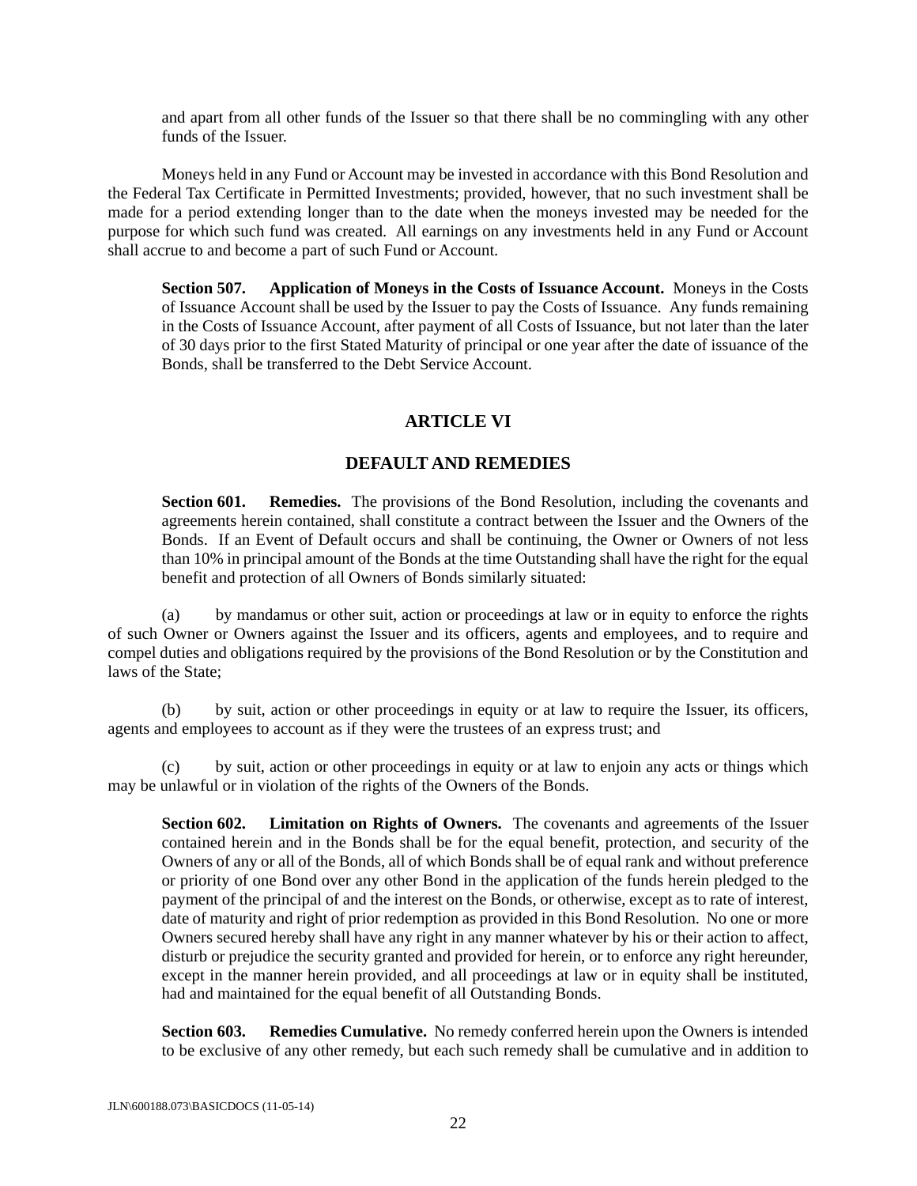and apart from all other funds of the Issuer so that there shall be no commingling with any other funds of the Issuer.

Moneys held in any Fund or Account may be invested in accordance with this Bond Resolution and the Federal Tax Certificate in Permitted Investments; provided, however, that no such investment shall be made for a period extending longer than to the date when the moneys invested may be needed for the purpose for which such fund was created. All earnings on any investments held in any Fund or Account shall accrue to and become a part of such Fund or Account.

**Section 507. Application of Moneys in the Costs of Issuance Account.** Moneys in the Costs of Issuance Account shall be used by the Issuer to pay the Costs of Issuance. Any funds remaining in the Costs of Issuance Account, after payment of all Costs of Issuance, but not later than the later of 30 days prior to the first Stated Maturity of principal or one year after the date of issuance of the Bonds, shall be transferred to the Debt Service Account.

## ARTICLE VI

## DEFAULT AND REMEDIES

**Section 601. Remedies.** The provisions of the Bond Resolution, including the covenants and agreements herein contained, shall constitute a contract between the Issuer and the Owners of the Bonds. If an Event of Default occurs and shall be continuing, the Owner or Owners of not less than 10% in principal amount of the Bonds at the time Outstanding shall have the right for the equal benefit and protection of all Owners of Bonds similarly situated:

(a) by mandamus or other suit, action or proceedings at law or in equity to enforce the rights of such Owner or Owners against the Issuer and its officers, agents and employees, and to require and compel duties and obligations required by the provisions of the Bond Resolution or by the Constitution and laws of the State;

(b) by suit, action or other proceedings in equity or at law to require the Issuer, its officers, agents and employees to account as if they were the trustees of an express trust; and

(c) by suit, action or other proceedings in equity or at law to enjoin any acts or things which may be unlawful or in violation of the rights of the Owners of the Bonds.

**Section 602. Limitation on Rights of Owners.** The covenants and agreements of the Issuer contained herein and in the Bonds shall be for the equal benefit, protection, and security of the Owners of any or all of the Bonds, all of which Bonds shall be of equal rank and without preference or priority of one Bond over any other Bond in the application of the funds herein pledged to the payment of the principal of and the interest on the Bonds, or otherwise, except as to rate of interest, date of maturity and right of prior redemption as provided in this Bond Resolution. No one or more Owners secured hereby shall have any right in any manner whatever by his or their action to affect, disturb or prejudice the security granted and provided for herein, or to enforce any right hereunder, except in the manner herein provided, and all proceedings at law or in equity shall be instituted, had and maintained for the equal benefit of all Outstanding Bonds.

**Section 603. Remedies Cumulative.** No remedy conferred herein upon the Owners is intended to be exclusive of any other remedy, but each such remedy shall be cumulative and in addition to

JLN\600188.073\BASICDOCS (11-05-14)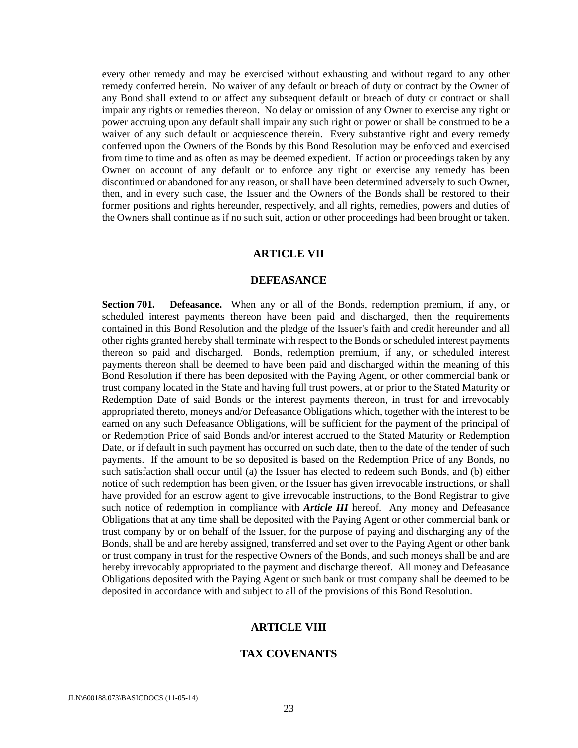every other remedy and may be exercised without exhausting and without regard to any other remedy conferred herein. No waiver of any default or breach of duty or contract by the Owner of any Bond shall extend to or affect any subsequent default or breach of duty or contract or shall impair any rights or remedies thereon. No delay or omission of any Owner to exercise any right or power accruing upon any default shall impair any such right or power or shall be construed to be a waiver of any such default or acquiescence therein. Every substantive right and every remedy conferred upon the Owners of the Bonds by this Bond Resolution may be enforced and exercised from time to time and as often as may be deemed expedient. If action or proceedings taken by any Owner on account of any default or to enforce any right or exercise any remedy has been discontinued or abandoned for any reason, or shall have been determined adversely to such Owner, then, and in every such case, the Issuer and the Owners of the Bonds shall be restored to their former positions and rights hereunder, respectively, and all rights, remedies, powers and duties of the Owners shall continue as if no such suit, action or other proceedings had been brought or taken.

## ARTICLE VII

## DEFEASANCE

**Section 701. Defeasance.** When any or all of the Bonds, redemption premium, if any, or scheduled interest payments thereon have been paid and discharged, then the requirements contained in this Bond Resolution and the pledge of the Issuer's faith and credit hereunder and all other rights granted hereby shall terminate with respect to the Bonds or scheduled interest payments thereon so paid and discharged. Bonds, redemption premium, if any, or scheduled interest payments thereon shall be deemed to have been paid and discharged within the meaning of this Bond Resolution if there has been deposited with the Paying Agent, or other commercial bank or trust company located in the State and having full trust powers, at or prior to the Stated Maturity or Redemption Date of said Bonds or the interest payments thereon, in trust for and irrevocably appropriated thereto, moneys and/or Defeasance Obligations which, together with the interest to be earned on any such Defeasance Obligations, will be sufficient for the payment of the principal of or Redemption Price of said Bonds and/or interest accrued to the Stated Maturity or Redemption Date, or if default in such payment has occurred on such date, then to the date of the tender of such payments. If the amount to be so deposited is based on the Redemption Price of any Bonds, no such satisfaction shall occur until (a) the Issuer has elected to redeem such Bonds, and (b) either notice of such redemption has been given, or the Issuer has given irrevocable instructions, or shall have provided for an escrow agent to give irrevocable instructions, to the Bond Registrar to give such notice of redemption in compliance with ***Article III*** hereof. Any money and Defeasance Obligations that at any time shall be deposited with the Paying Agent or other commercial bank or trust company by or on behalf of the Issuer, for the purpose of paying and discharging any of the Bonds, shall be and are hereby assigned, transferred and set over to the Paying Agent or other bank or trust company in trust for the respective Owners of the Bonds, and such moneys shall be and are hereby irrevocably appropriated to the payment and discharge thereof. All money and Defeasance Obligations deposited with the Paying Agent or such bank or trust company shall be deemed to be deposited in accordance with and subject to all of the provisions of this Bond Resolution.

## ARTICLE VIII

## TAX COVENANTS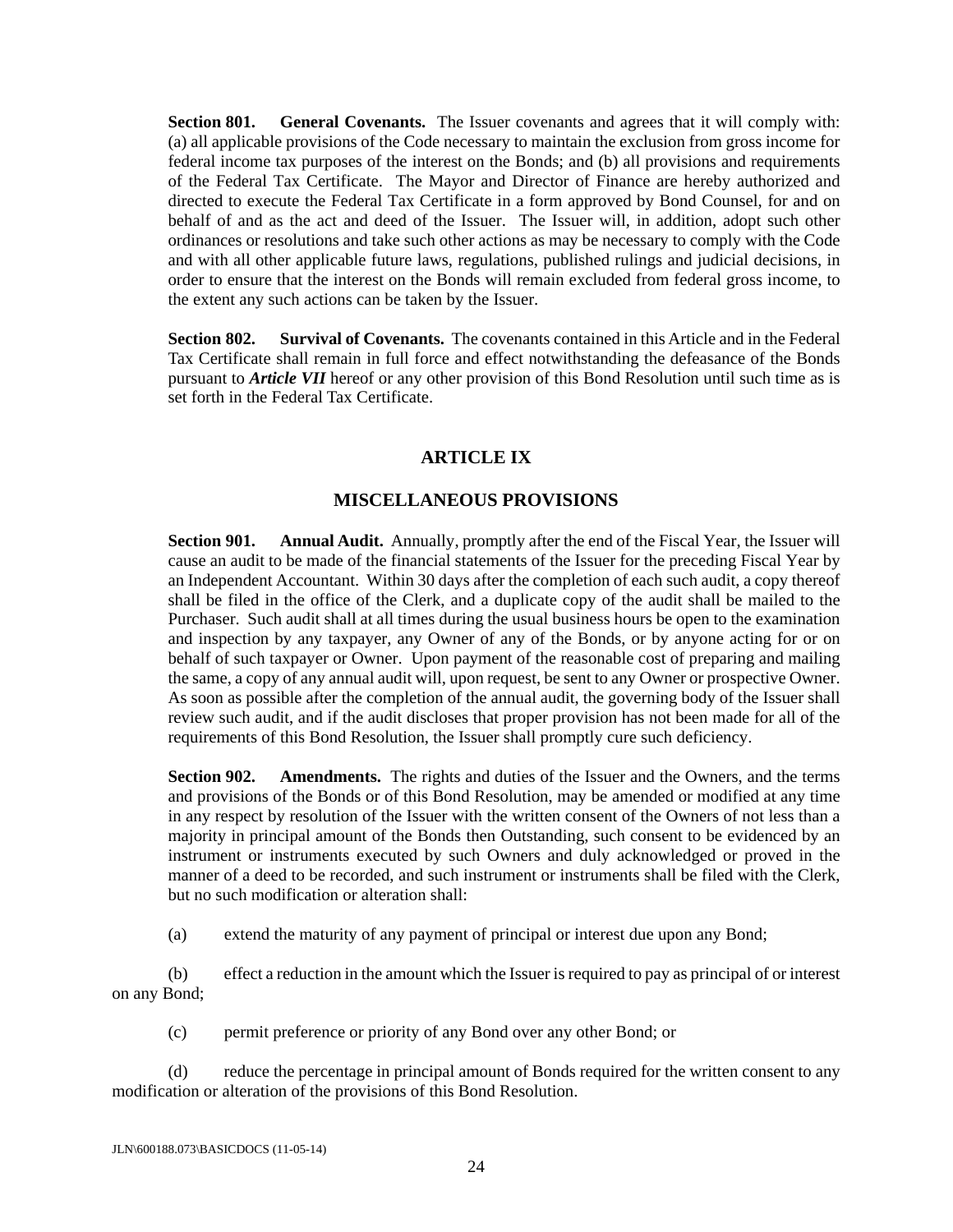**Section 801. General Covenants.** The Issuer covenants and agrees that it will comply with: (a) all applicable provisions of the Code necessary to maintain the exclusion from gross income for federal income tax purposes of the interest on the Bonds; and (b) all provisions and requirements of the Federal Tax Certificate. The Mayor and Director of Finance are hereby authorized and directed to execute the Federal Tax Certificate in a form approved by Bond Counsel, for and on behalf of and as the act and deed of the Issuer. The Issuer will, in addition, adopt such other ordinances or resolutions and take such other actions as may be necessary to comply with the Code and with all other applicable future laws, regulations, published rulings and judicial decisions, in order to ensure that the interest on the Bonds will remain excluded from federal gross income, to the extent any such actions can be taken by the Issuer.

**Section 802. Survival of Covenants.** The covenants contained in this Article and in the Federal Tax Certificate shall remain in full force and effect notwithstanding the defeasance of the Bonds pursuant to ***Article VII*** hereof or any other provision of this Bond Resolution until such time as is set forth in the Federal Tax Certificate.

## ARTICLE IX

## MISCELLANEOUS PROVISIONS

**Section 901. Annual Audit.** Annually, promptly after the end of the Fiscal Year, the Issuer will cause an audit to be made of the financial statements of the Issuer for the preceding Fiscal Year by an Independent Accountant. Within 30 days after the completion of each such audit, a copy thereof shall be filed in the office of the Clerk, and a duplicate copy of the audit shall be mailed to the Purchaser. Such audit shall at all times during the usual business hours be open to the examination and inspection by any taxpayer, any Owner of any of the Bonds, or by anyone acting for or on behalf of such taxpayer or Owner. Upon payment of the reasonable cost of preparing and mailing the same, a copy of any annual audit will, upon request, be sent to any Owner or prospective Owner. As soon as possible after the completion of the annual audit, the governing body of the Issuer shall review such audit, and if the audit discloses that proper provision has not been made for all of the requirements of this Bond Resolution, the Issuer shall promptly cure such deficiency.

**Section 902. Amendments.** The rights and duties of the Issuer and the Owners, and the terms and provisions of the Bonds or of this Bond Resolution, may be amended or modified at any time in any respect by resolution of the Issuer with the written consent of the Owners of not less than a majority in principal amount of the Bonds then Outstanding, such consent to be evidenced by an instrument or instruments executed by such Owners and duly acknowledged or proved in the manner of a deed to be recorded, and such instrument or instruments shall be filed with the Clerk, but no such modification or alteration shall:

(a) extend the maturity of any payment of principal or interest due upon any Bond;

(b) effect a reduction in the amount which the Issuer is required to pay as principal of or interest on any Bond;

(c) permit preference or priority of any Bond over any other Bond; or

(d) reduce the percentage in principal amount of Bonds required for the written consent to any modification or alteration of the provisions of this Bond Resolution.

JLN\600188.073\BASICDOCS (11-05-14)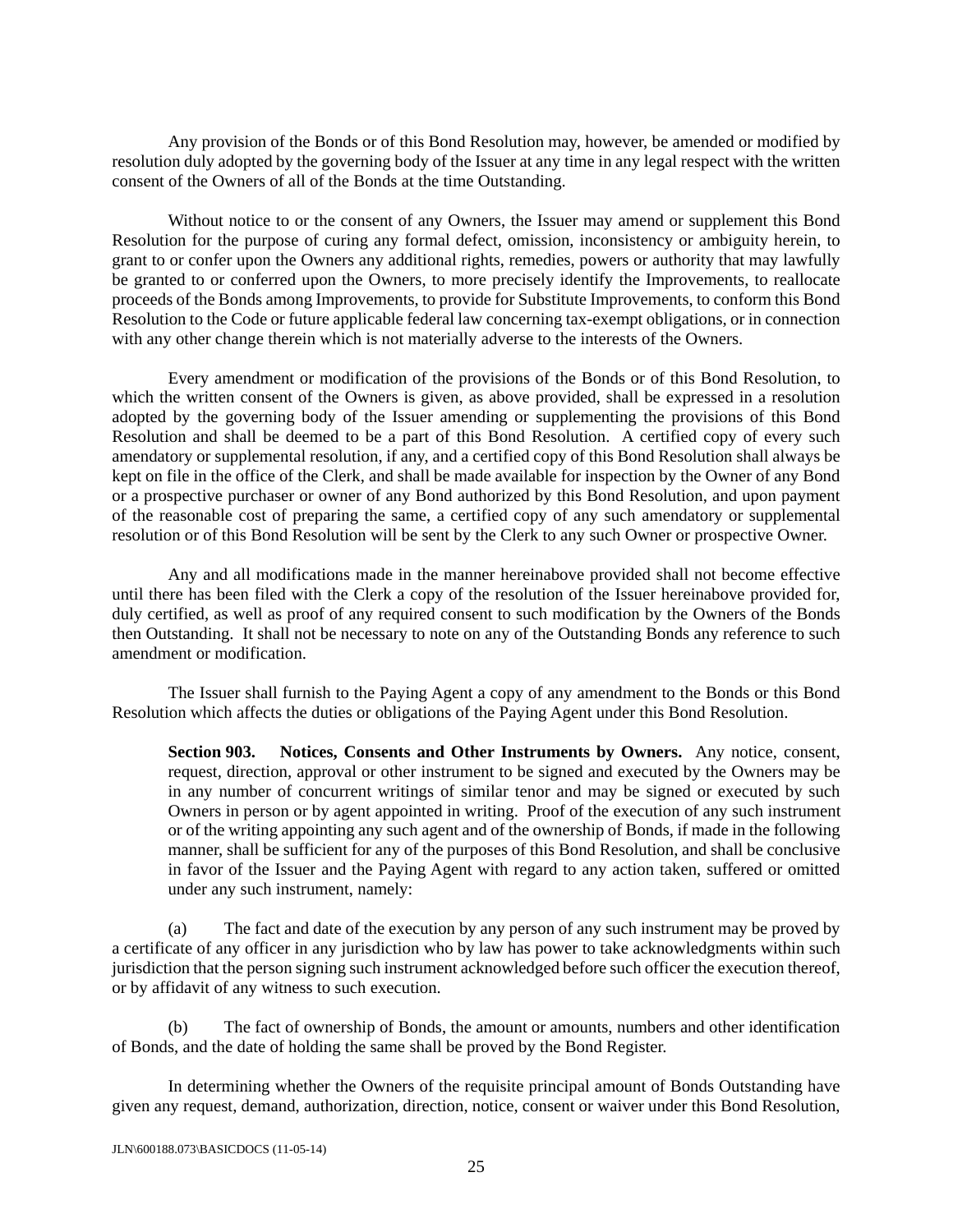Any provision of the Bonds or of this Bond Resolution may, however, be amended or modified by resolution duly adopted by the governing body of the Issuer at any time in any legal respect with the written consent of the Owners of all of the Bonds at the time Outstanding.

Without notice to or the consent of any Owners, the Issuer may amend or supplement this Bond Resolution for the purpose of curing any formal defect, omission, inconsistency or ambiguity herein, to grant to or confer upon the Owners any additional rights, remedies, powers or authority that may lawfully be granted to or conferred upon the Owners, to more precisely identify the Improvements, to reallocate proceeds of the Bonds among Improvements, to provide for Substitute Improvements, to conform this Bond Resolution to the Code or future applicable federal law concerning tax-exempt obligations, or in connection with any other change therein which is not materially adverse to the interests of the Owners.

Every amendment or modification of the provisions of the Bonds or of this Bond Resolution, to which the written consent of the Owners is given, as above provided, shall be expressed in a resolution adopted by the governing body of the Issuer amending or supplementing the provisions of this Bond Resolution and shall be deemed to be a part of this Bond Resolution. A certified copy of every such amendatory or supplemental resolution, if any, and a certified copy of this Bond Resolution shall always be kept on file in the office of the Clerk, and shall be made available for inspection by the Owner of any Bond or a prospective purchaser or owner of any Bond authorized by this Bond Resolution, and upon payment of the reasonable cost of preparing the same, a certified copy of any such amendatory or supplemental resolution or of this Bond Resolution will be sent by the Clerk to any such Owner or prospective Owner.

Any and all modifications made in the manner hereinabove provided shall not become effective until there has been filed with the Clerk a copy of the resolution of the Issuer hereinabove provided for, duly certified, as well as proof of any required consent to such modification by the Owners of the Bonds then Outstanding. It shall not be necessary to note on any of the Outstanding Bonds any reference to such amendment or modification.

The Issuer shall furnish to the Paying Agent a copy of any amendment to the Bonds or this Bond Resolution which affects the duties or obligations of the Paying Agent under this Bond Resolution.

**Section 903. Notices, Consents and Other Instruments by Owners.** Any notice, consent, request, direction, approval or other instrument to be signed and executed by the Owners may be in any number of concurrent writings of similar tenor and may be signed or executed by such Owners in person or by agent appointed in writing. Proof of the execution of any such instrument or of the writing appointing any such agent and of the ownership of Bonds, if made in the following manner, shall be sufficient for any of the purposes of this Bond Resolution, and shall be conclusive in favor of the Issuer and the Paying Agent with regard to any action taken, suffered or omitted under any such instrument, namely:

(a) The fact and date of the execution by any person of any such instrument may be proved by a certificate of any officer in any jurisdiction who by law has power to take acknowledgments within such jurisdiction that the person signing such instrument acknowledged before such officer the execution thereof, or by affidavit of any witness to such execution.

(b) The fact of ownership of Bonds, the amount or amounts, numbers and other identification of Bonds, and the date of holding the same shall be proved by the Bond Register.

In determining whether the Owners of the requisite principal amount of Bonds Outstanding have given any request, demand, authorization, direction, notice, consent or waiver under this Bond Resolution,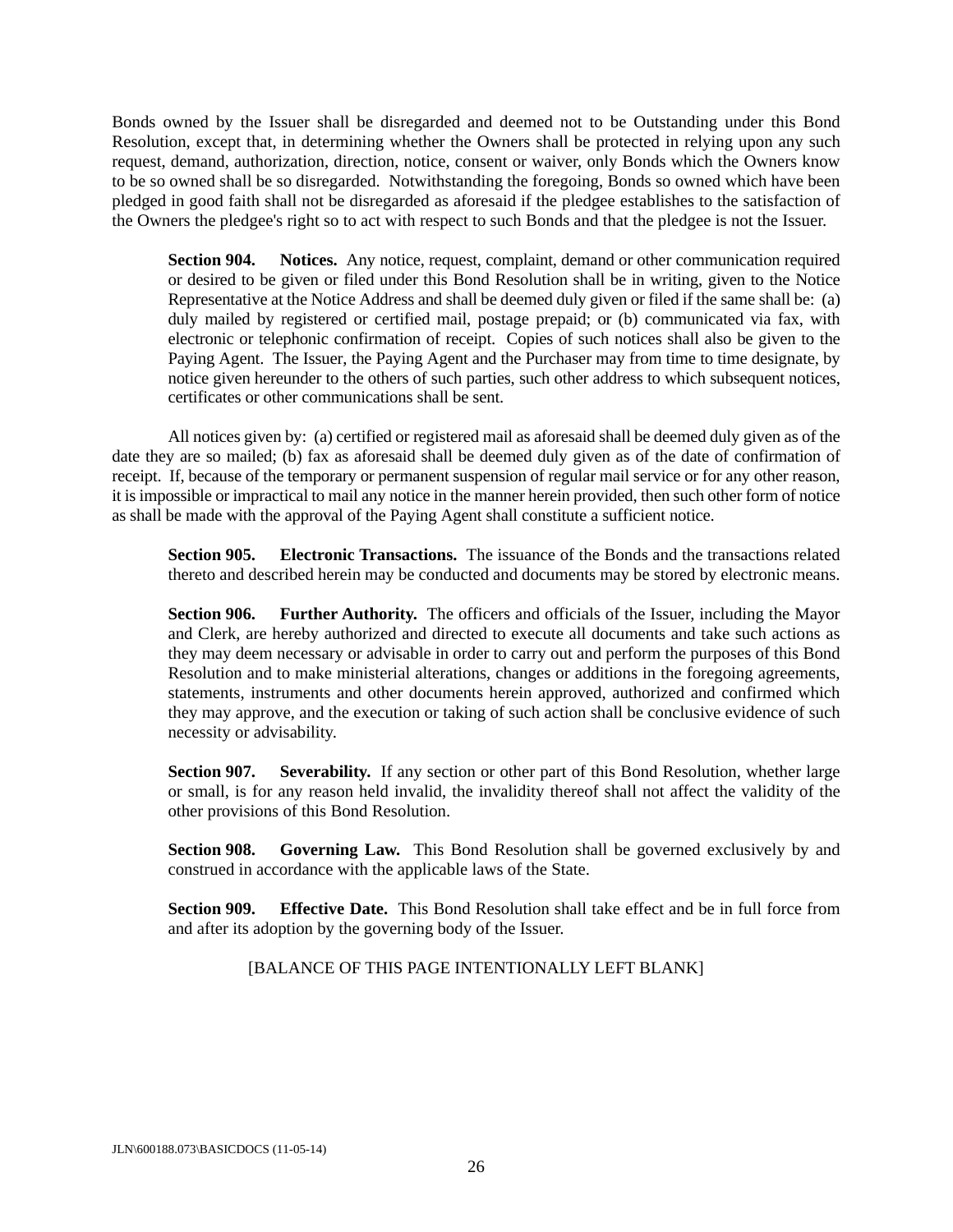Bonds owned by the Issuer shall be disregarded and deemed not to be Outstanding under this Bond Resolution, except that, in determining whether the Owners shall be protected in relying upon any such request, demand, authorization, direction, notice, consent or waiver, only Bonds which the Owners know to be so owned shall be so disregarded. Notwithstanding the foregoing, Bonds so owned which have been pledged in good faith shall not be disregarded as aforesaid if the pledgee establishes to the satisfaction of the Owners the pledgee's right so to act with respect to such Bonds and that the pledgee is not the Issuer.

**Section 904. Notices.** Any notice, request, complaint, demand or other communication required or desired to be given or filed under this Bond Resolution shall be in writing, given to the Notice Representative at the Notice Address and shall be deemed duly given or filed if the same shall be: (a) duly mailed by registered or certified mail, postage prepaid; or (b) communicated via fax, with electronic or telephonic confirmation of receipt. Copies of such notices shall also be given to the Paying Agent. The Issuer, the Paying Agent and the Purchaser may from time to time designate, by notice given hereunder to the others of such parties, such other address to which subsequent notices, certificates or other communications shall be sent.

All notices given by: (a) certified or registered mail as aforesaid shall be deemed duly given as of the date they are so mailed; (b) fax as aforesaid shall be deemed duly given as of the date of confirmation of receipt. If, because of the temporary or permanent suspension of regular mail service or for any other reason, it is impossible or impractical to mail any notice in the manner herein provided, then such other form of notice as shall be made with the approval of the Paying Agent shall constitute a sufficient notice.

**Section 905. Electronic Transactions.** The issuance of the Bonds and the transactions related thereto and described herein may be conducted and documents may be stored by electronic means.

**Section 906. Further Authority.** The officers and officials of the Issuer, including the Mayor and Clerk, are hereby authorized and directed to execute all documents and take such actions as they may deem necessary or advisable in order to carry out and perform the purposes of this Bond Resolution and to make ministerial alterations, changes or additions in the foregoing agreements, statements, instruments and other documents herein approved, authorized and confirmed which they may approve, and the execution or taking of such action shall be conclusive evidence of such necessity or advisability.

**Section 907. Severability.** If any section or other part of this Bond Resolution, whether large or small, is for any reason held invalid, the invalidity thereof shall not affect the validity of the other provisions of this Bond Resolution.

**Section 908. Governing Law.** This Bond Resolution shall be governed exclusively by and construed in accordance with the applicable laws of the State.

**Section 909. Effective Date.** This Bond Resolution shall take effect and be in full force from and after its adoption by the governing body of the Issuer.

[BALANCE OF THIS PAGE INTENTIONALLY LEFT BLANK]

JLN\600188.073\BASICDOCS (11-05-14)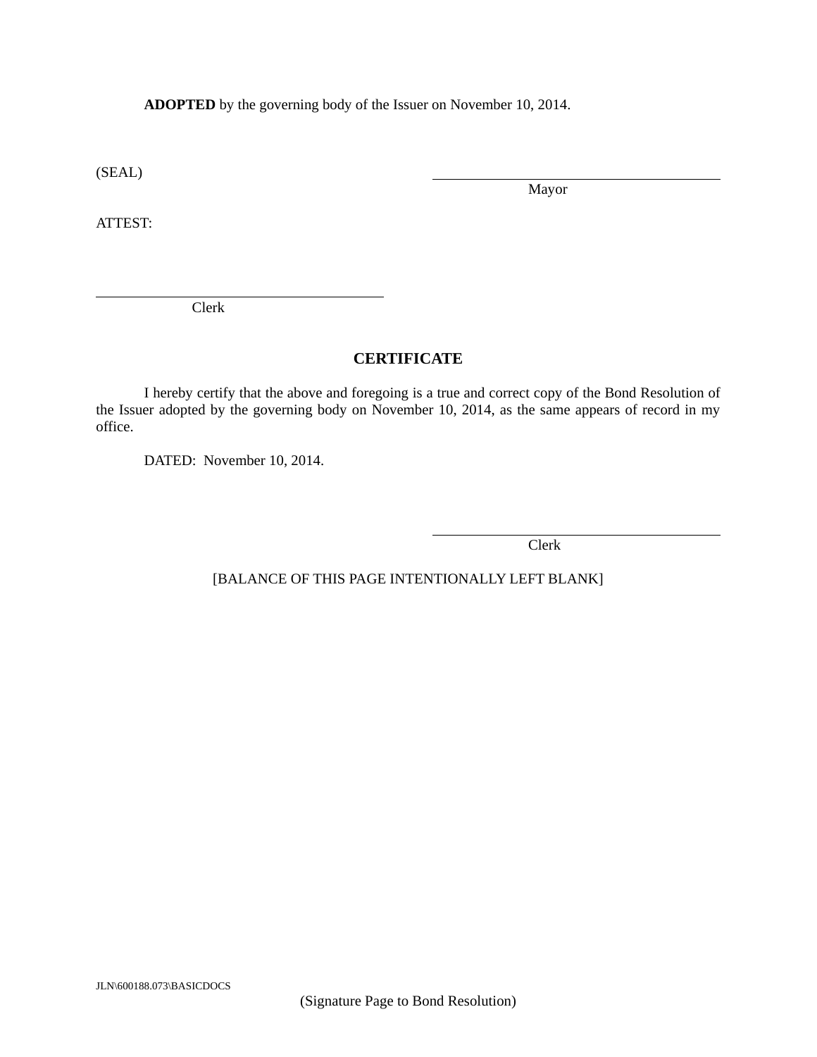**ADOPTED** by the governing body of the Issuer on November 10, 2014.

(SEAL)

\_\_\_\_\_\_\_\_\_\_\_\_\_\_\_\_\_\_\_\_\_\_\_\_\_\_\_\_\_\_\_\_\_\_\_\_
Mayor

ATTEST:

\_\_\_\_\_\_\_\_\_\_\_\_\_\_\_\_\_\_\_\_\_\_\_\_\_\_\_\_\_\_\_\_\_\_\_\_
Clerk

## CERTIFICATE

I hereby certify that the above and foregoing is a true and correct copy of the Bond Resolution of the Issuer adopted by the governing body on November 10, 2014, as the same appears of record in my office.

DATED: November 10, 2014.

\_\_\_\_\_\_\_\_\_\_\_\_\_\_\_\_\_\_\_\_\_\_\_\_\_\_\_\_\_\_\_\_\_\_\_\_
Clerk

[BALANCE OF THIS PAGE INTENTIONALLY LEFT BLANK]

JLN\600188.073\BASICDOCS

(Signature Page to Bond Resolution)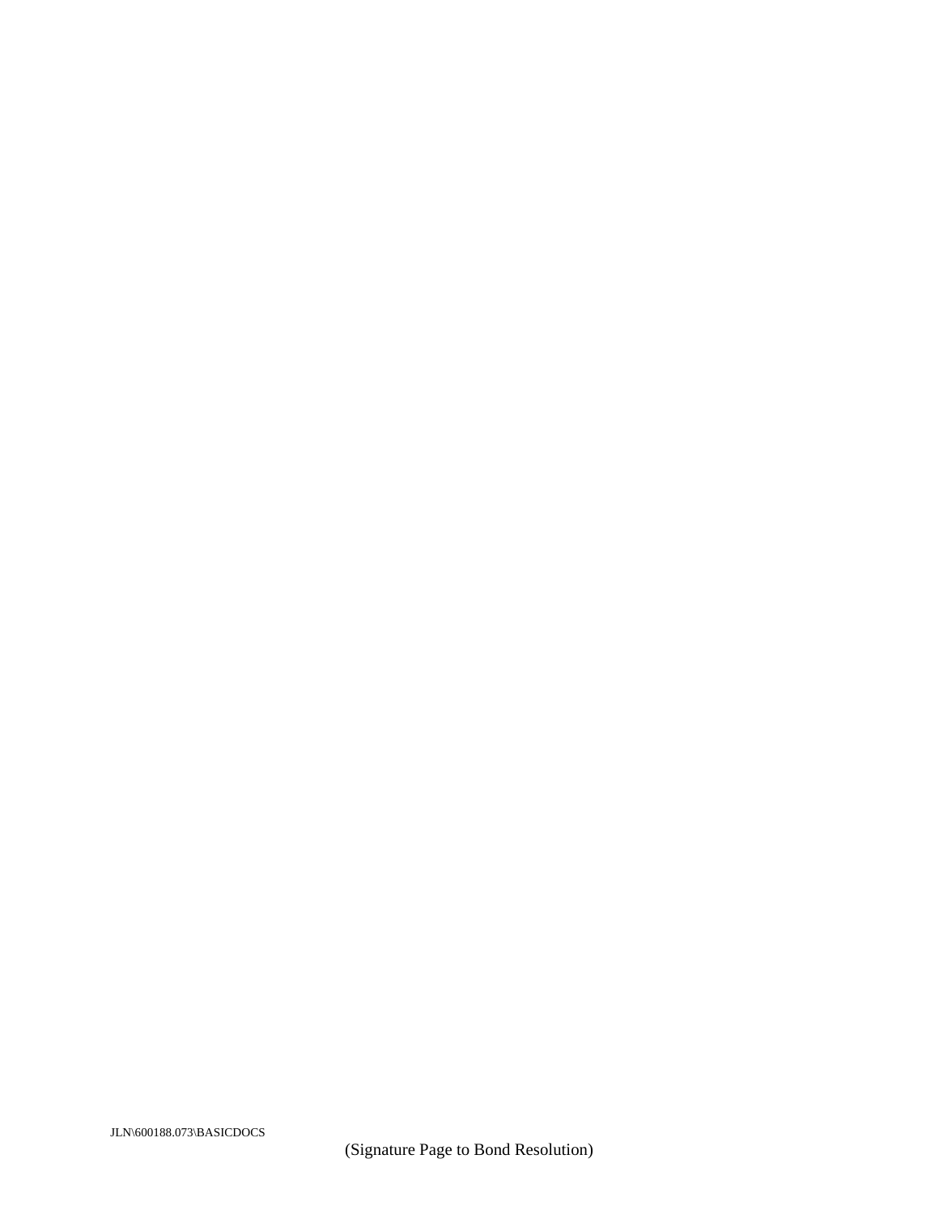JLN\600188.073\BASICDOCS

(Signature Page to Bond Resolution)